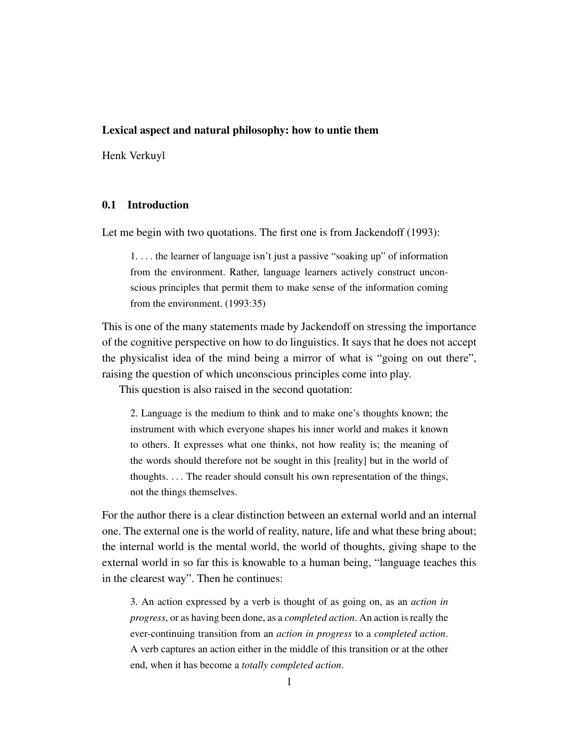**Lexical aspect and natural philosophy: how to untie them**

Henk Verkuyl

## 0.1 Introduction

Let me begin with two quotations. The first one is from Jackendoff (1993):

> 1. . . . the learner of language isn't just a passive "soaking up" of information from the environment. Rather, language learners actively construct unconscious principles that permit them to make sense of the information coming from the environment. (1993:35)

This is one of the many statements made by Jackendoff on stressing the importance of the cognitive perspective on how to do linguistics. It says that he does not accept the physicalist idea of the mind being a mirror of what is "going on out there", raising the question of which unconscious principles come into play.

This question is also raised in the second quotation:

> 2. Language is the medium to think and to make one's thoughts known; the instrument with which everyone shapes his inner world and makes it known to others. It expresses what one thinks, not how reality is; the meaning of the words should therefore not be sought in this [reality] but in the world of thoughts. . . . The reader should consult his own representation of the things, not the things themselves.

For the author there is a clear distinction between an external world and an internal one. The external one is the world of reality, nature, life and what these bring about; the internal world is the mental world, the world of thoughts, giving shape to the external world in so far this is knowable to a human being, "language teaches this in the clearest way". Then he continues:

> 3. An action expressed by a verb is thought of as going on, as an *action in progress*, or as having been done, as a *completed action*. An action is really the ever-continuing transition from an *action in progress* to a *completed action*. A verb captures an action either in the middle of this transition or at the other end, when it has become a *totally completed action*.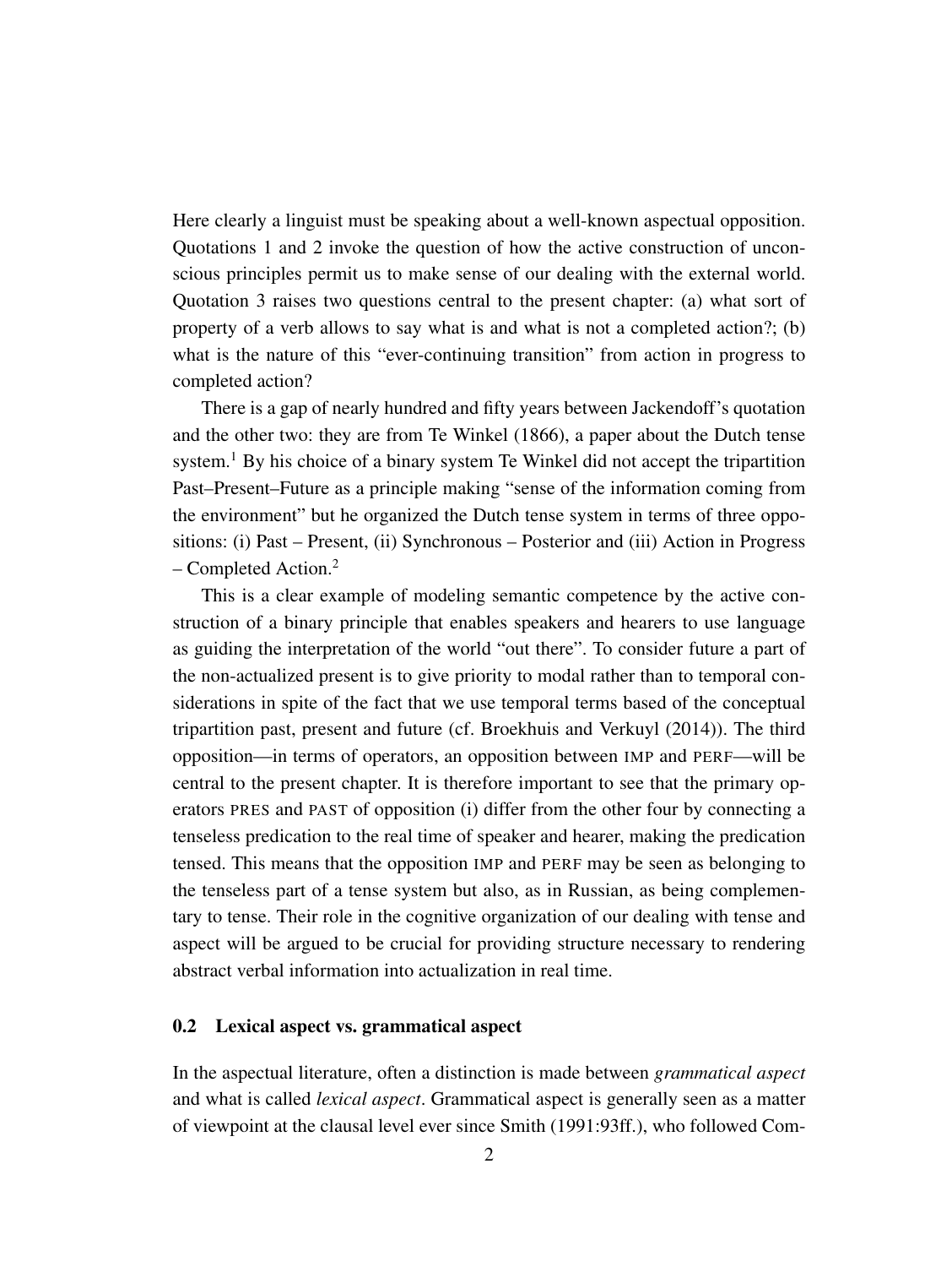Here clearly a linguist must be speaking about a well-known aspectual opposition. Quotations 1 and 2 invoke the question of how the active construction of unconscious principles permit us to make sense of our dealing with the external world. Quotation 3 raises two questions central to the present chapter: (a) what sort of property of a verb allows to say what is and what is not a completed action?; (b) what is the nature of this "ever-continuing transition" from action in progress to completed action?

There is a gap of nearly hundred and fifty years between Jackendoff's quotation and the other two: they are from Te Winkel (1866), a paper about the Dutch tense system.[1] By his choice of a binary system Te Winkel did not accept the tripartition Past–Present–Future as a principle making "sense of the information coming from the environment" but he organized the Dutch tense system in terms of three oppositions: (i) Past – Present, (ii) Synchronous – Posterior and (iii) Action in Progress – Completed Action.[2]

This is a clear example of modeling semantic competence by the active construction of a binary principle that enables speakers and hearers to use language as guiding the interpretation of the world "out there". To consider future a part of the non-actualized present is to give priority to modal rather than to temporal considerations in spite of the fact that we use temporal terms based of the conceptual tripartition past, present and future (cf. Broekhuis and Verkuyl (2014)). The third opposition—in terms of operators, an opposition between IMP and PERF—will be central to the present chapter. It is therefore important to see that the primary operators PRES and PAST of opposition (i) differ from the other four by connecting a tenseless predication to the real time of speaker and hearer, making the predication tensed. This means that the opposition IMP and PERF may be seen as belonging to the tenseless part of a tense system but also, as in Russian, as being complementary to tense. Their role in the cognitive organization of our dealing with tense and aspect will be argued to be crucial for providing structure necessary to rendering abstract verbal information into actualization in real time.

## 0.2 Lexical aspect vs. grammatical aspect

In the aspectual literature, often a distinction is made between *grammatical aspect* and what is called *lexical aspect*. Grammatical aspect is generally seen as a matter of viewpoint at the clausal level ever since Smith (1991:93ff.), who followed Com-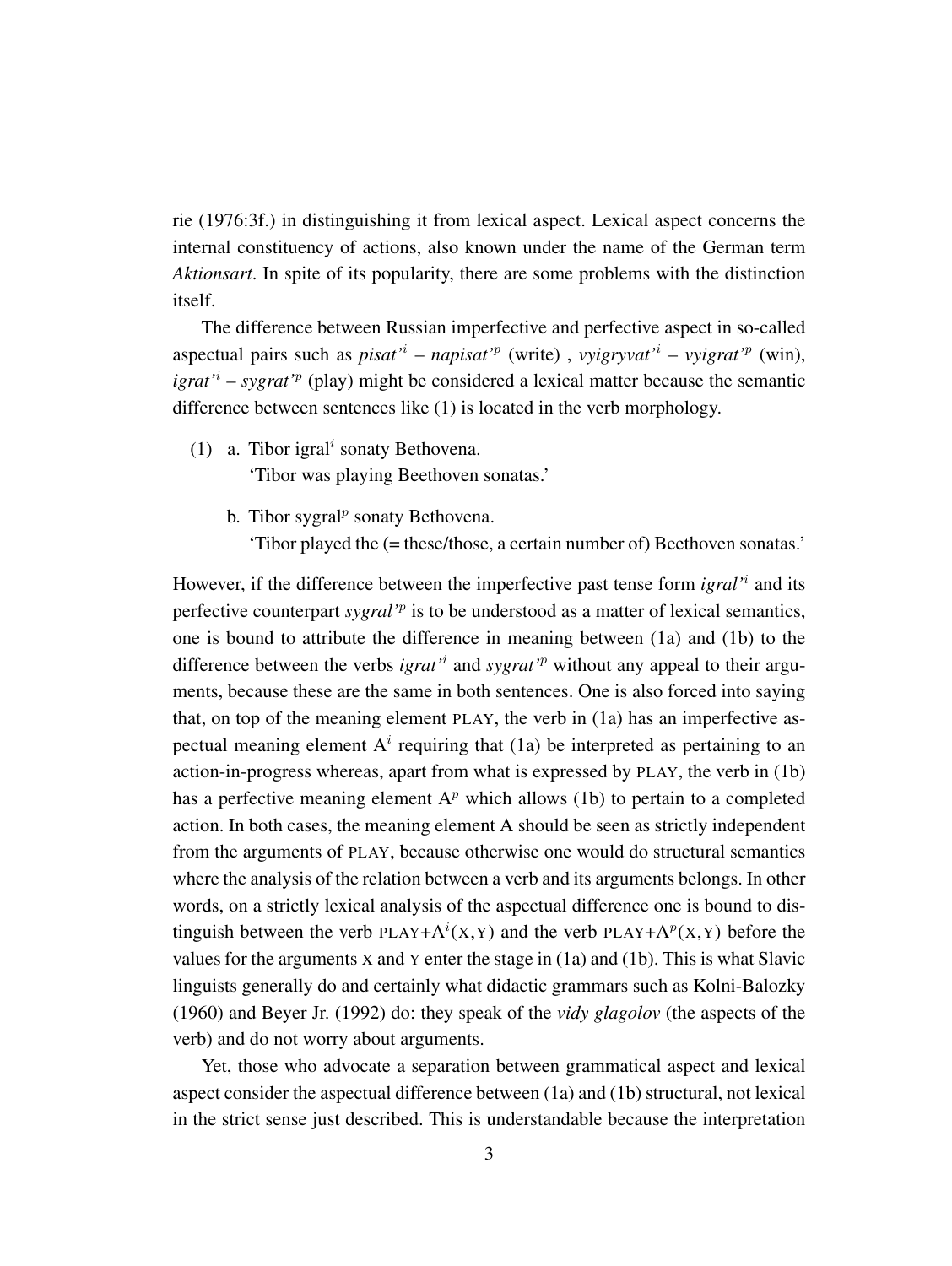rie (1976:3f.) in distinguishing it from lexical aspect. Lexical aspect concerns the internal constituency of actions, also known under the name of the German term *Aktionsart*. In spite of its popularity, there are some problems with the distinction itself.

The difference between Russian imperfective and perfective aspect in so-called aspectual pairs such as *pisat'*$^i$ – *napisat'*$^p$ (write) , *vyigryvat'*$^i$ – *vyigrat'*$^p$ (win), *igrat'*$^i$ – *sygrat'*$^p$ (play) might be considered a lexical matter because the semantic difference between sentences like (1) is located in the verb morphology.

(1) a. Tibor igral$^i$ sonaty Bethovena.
   'Tibor was playing Beethoven sonatas.'

   b. Tibor sygral$^p$ sonaty Bethovena.
   'Tibor played the (= these/those, a certain number of) Beethoven sonatas.'

However, if the difference between the imperfective past tense form *igral'*$^i$ and its perfective counterpart *sygral'*$^p$ is to be understood as a matter of lexical semantics, one is bound to attribute the difference in meaning between (1a) and (1b) to the difference between the verbs *igrat'*$^i$ and *sygrat'*$^p$ without any appeal to their arguments, because these are the same in both sentences. One is also forced into saying that, on top of the meaning element PLAY, the verb in (1a) has an imperfective aspectual meaning element $A^i$ requiring that (1a) be interpreted as pertaining to an action-in-progress whereas, apart from what is expressed by PLAY, the verb in (1b) has a perfective meaning element $A^p$ which allows (1b) to pertain to a completed action. In both cases, the meaning element A should be seen as strictly independent from the arguments of PLAY, because otherwise one would do structural semantics where the analysis of the relation between a verb and its arguments belongs. In other words, on a strictly lexical analysis of the aspectual difference one is bound to distinguish between the verb PLAY+$A^i$(X,Y) and the verb PLAY+$A^p$(X,Y) before the values for the arguments X and Y enter the stage in (1a) and (1b). This is what Slavic linguists generally do and certainly what didactic grammars such as Kolni-Balozky (1960) and Beyer Jr. (1992) do: they speak of the *vidy glagolov* (the aspects of the verb) and do not worry about arguments.

Yet, those who advocate a separation between grammatical aspect and lexical aspect consider the aspectual difference between (1a) and (1b) structural, not lexical in the strict sense just described. This is understandable because the interpretation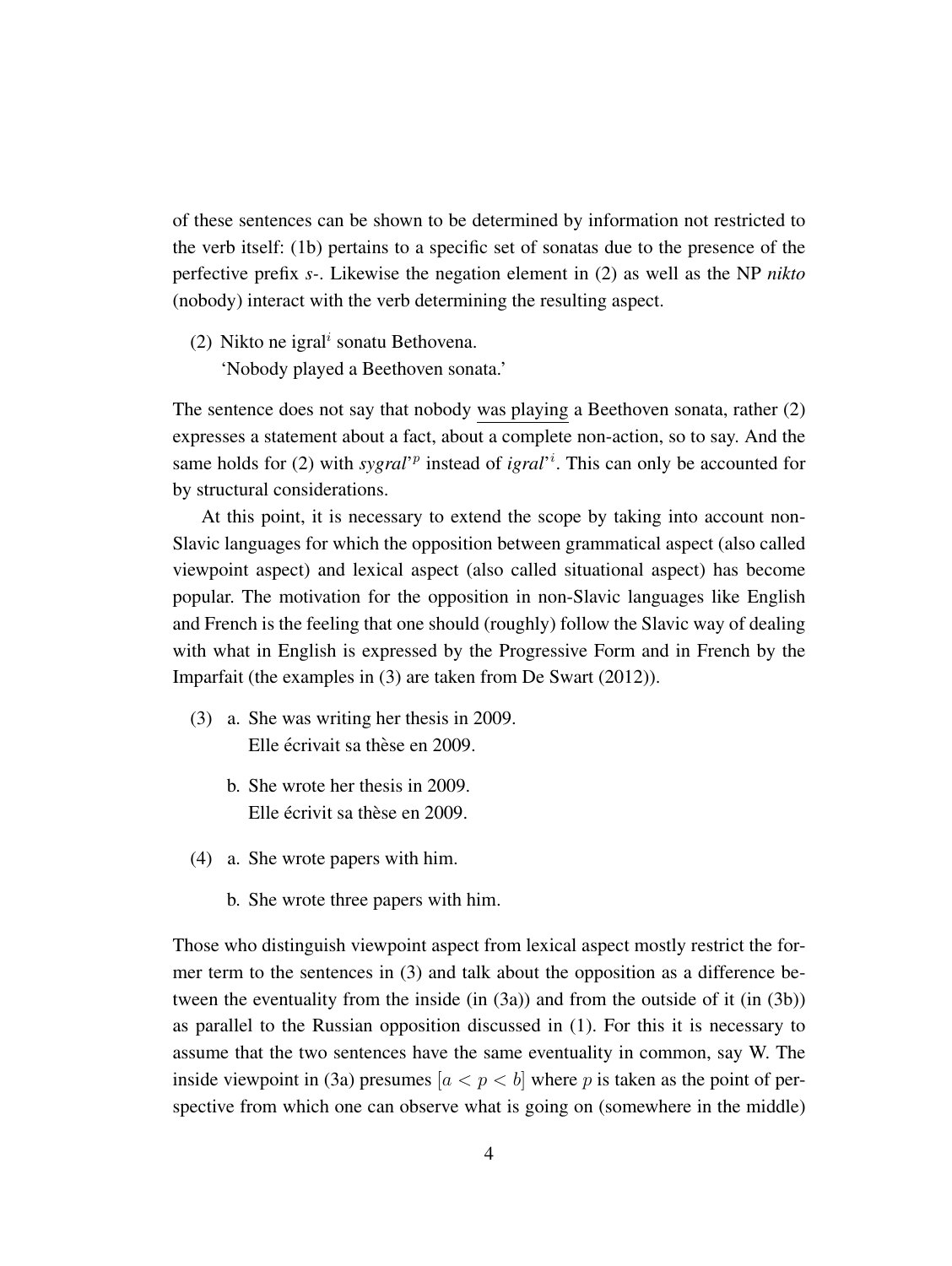of these sentences can be shown to be determined by information not restricted to the verb itself: (1b) pertains to a specific set of sonatas due to the presence of the perfective prefix *s-*. Likewise the negation element in (2) as well as the NP *nikto* (nobody) interact with the verb determining the resulting aspect.

(2) Nikto ne igral$^i$ sonatu Bethovena.
    'Nobody played a Beethoven sonata.'

The sentence does not say that nobody <u>was playing</u> a Beethoven sonata, rather (2) expresses a statement about a fact, about a complete non-action, so to say. And the same holds for (2) with *sygral'*$^p$ instead of *igral'*$^i$. This can only be accounted for by structural considerations.

At this point, it is necessary to extend the scope by taking into account non-Slavic languages for which the opposition between grammatical aspect (also called viewpoint aspect) and lexical aspect (also called situational aspect) has become popular. The motivation for the opposition in non-Slavic languages like English and French is the feeling that one should (roughly) follow the Slavic way of dealing with what in English is expressed by the Progressive Form and in French by the Imparfait (the examples in (3) are taken from De Swart (2012)).

(3) a. She was writing her thesis in 2009.
       Elle écrivait sa thèse en 2009.

    b. She wrote her thesis in 2009.
       Elle écrivit sa thèse en 2009.

(4) a. She wrote papers with him.

    b. She wrote three papers with him.

Those who distinguish viewpoint aspect from lexical aspect mostly restrict the former term to the sentences in (3) and talk about the opposition as a difference between the eventuality from the inside (in (3a)) and from the outside of it (in (3b)) as parallel to the Russian opposition discussed in (1). For this it is necessary to assume that the two sentences have the same eventuality in common, say W. The inside viewpoint in (3a) presumes $[a < p < b]$ where $p$ is taken as the point of perspective from which one can observe what is going on (somewhere in the middle)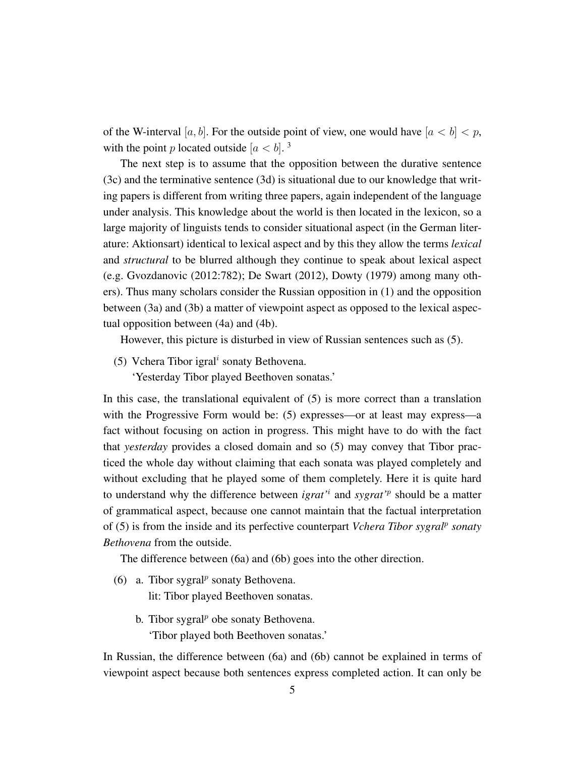of the W-interval $[a, b]$. For the outside point of view, one would have $[a < b] < p$, with the point $p$ located outside $[a < b]$. [3]

The next step is to assume that the opposition between the durative sentence (3c) and the terminative sentence (3d) is situational due to our knowledge that writing papers is different from writing three papers, again independent of the language under analysis. This knowledge about the world is then located in the lexicon, so a large majority of linguists tends to consider situational aspect (in the German literature: Aktionsart) identical to lexical aspect and by this they allow the terms *lexical* and *structural* to be blurred although they continue to speak about lexical aspect (e.g. Gvozdanovic (2012:782); De Swart (2012), Dowty (1979) among many others). Thus many scholars consider the Russian opposition in (1) and the opposition between (3a) and (3b) a matter of viewpoint aspect as opposed to the lexical aspectual opposition between (4a) and (4b).

However, this picture is disturbed in view of Russian sentences such as (5).

(5) Vchera Tibor igral$^{i}$ sonaty Bethovena.
   'Yesterday Tibor played Beethoven sonatas.'

In this case, the translational equivalent of (5) is more correct than a translation with the Progressive Form would be: (5) expresses—or at least may express—a fact without focusing on action in progress. This might have to do with the fact that *yesterday* provides a closed domain and so (5) may convey that Tibor practiced the whole day without claiming that each sonata was played completely and without excluding that he played some of them completely. Here it is quite hard to understand why the difference between *igrat'*$^{i}$ and *sygrat'*$^{p}$ should be a matter of grammatical aspect, because one cannot maintain that the factual interpretation of (5) is from the inside and its perfective counterpart *Vchera Tibor sygral*$^{p}$ *sonaty Bethovena* from the outside.

The difference between (6a) and (6b) goes into the other direction.

(6) a. Tibor sygral$^{p}$ sonaty Bethovena.
      lit: Tibor played Beethoven sonatas.

   b. Tibor sygral$^{p}$ obe sonaty Bethovena.
      'Tibor played both Beethoven sonatas.'

In Russian, the difference between (6a) and (6b) cannot be explained in terms of viewpoint aspect because both sentences express completed action. It can only be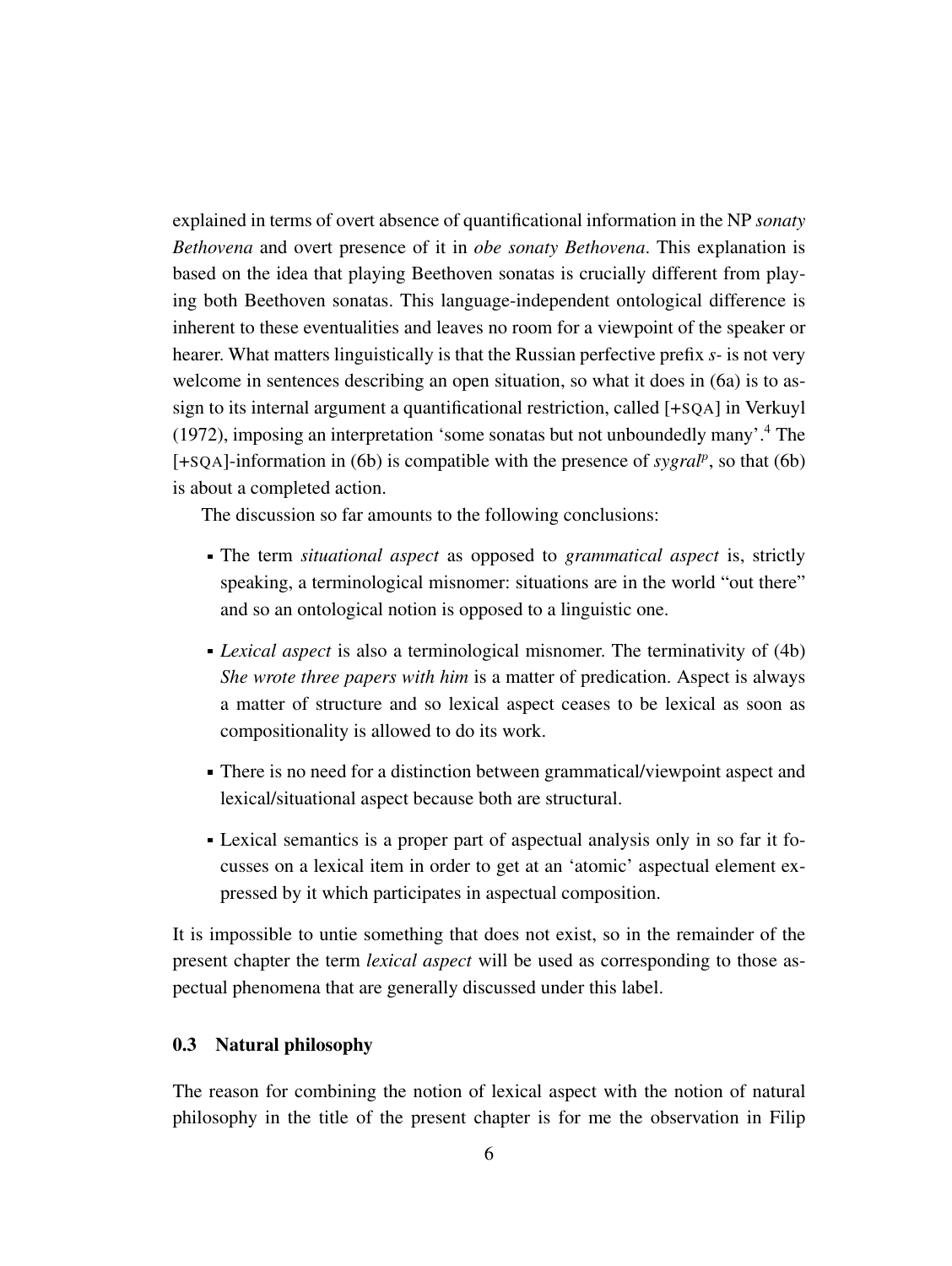explained in terms of overt absence of quantificational information in the NP *sonaty Bethovena* and overt presence of it in *obe sonaty Bethovena*. This explanation is based on the idea that playing Beethoven sonatas is crucially different from playing both Beethoven sonatas. This language-independent ontological difference is inherent to these eventualities and leaves no room for a viewpoint of the speaker or hearer. What matters linguistically is that the Russian perfective prefix *s-* is not very welcome in sentences describing an open situation, so what it does in (6a) is to assign to its internal argument a quantificational restriction, called [+SQA] in Verkuyl (1972), imposing an interpretation 'some sonatas but not unboundedly many'.[4] The [+SQA]-information in (6b) is compatible with the presence of *sygral*$^{p}$, so that (6b) is about a completed action.

The discussion so far amounts to the following conclusions:

- The term *situational aspect* as opposed to *grammatical aspect* is, strictly speaking, a terminological misnomer: situations are in the world "out there" and so an ontological notion is opposed to a linguistic one.
- *Lexical aspect* is also a terminological misnomer. The terminativity of (4b) *She wrote three papers with him* is a matter of predication. Aspect is always a matter of structure and so lexical aspect ceases to be lexical as soon as compositionality is allowed to do its work.
- There is no need for a distinction between grammatical/viewpoint aspect and lexical/situational aspect because both are structural.
- Lexical semantics is a proper part of aspectual analysis only in so far it focusses on a lexical item in order to get at an 'atomic' aspectual element expressed by it which participates in aspectual composition.

It is impossible to untie something that does not exist, so in the remainder of the present chapter the term *lexical aspect* will be used as corresponding to those aspectual phenomena that are generally discussed under this label.

### 0.3 Natural philosophy

The reason for combining the notion of lexical aspect with the notion of natural philosophy in the title of the present chapter is for me the observation in Filip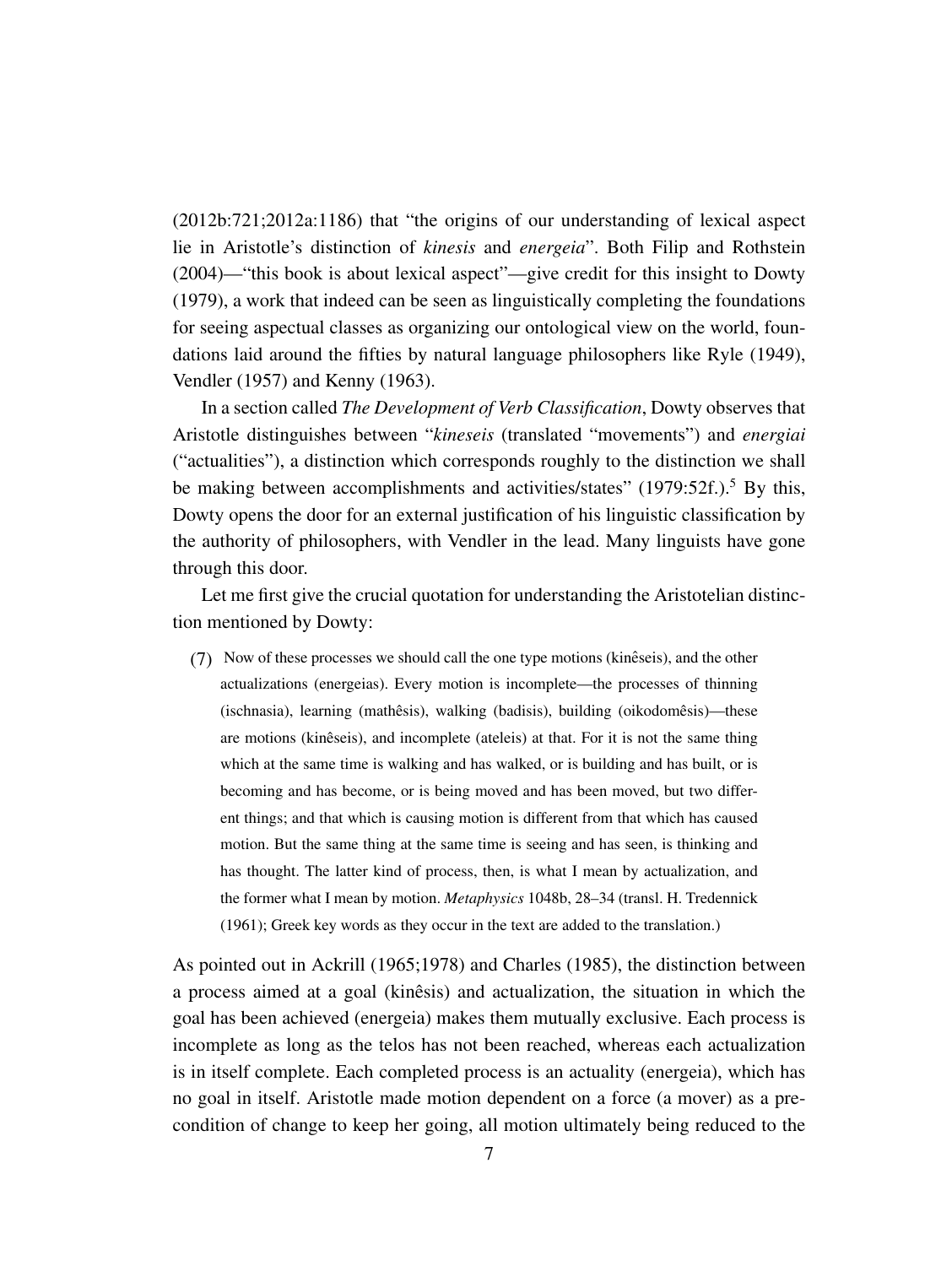(2012b:721;2012a:1186) that "the origins of our understanding of lexical aspect lie in Aristotle's distinction of *kinesis* and *energeia*". Both Filip and Rothstein (2004)—"this book is about lexical aspect"—give credit for this insight to Dowty (1979), a work that indeed can be seen as linguistically completing the foundations for seeing aspectual classes as organizing our ontological view on the world, foundations laid around the fifties by natural language philosophers like Ryle (1949), Vendler (1957) and Kenny (1963).

In a section called *The Development of Verb Classification*, Dowty observes that Aristotle distinguishes between "*kineseis* (translated "movements") and *energiai* ("actualities"), a distinction which corresponds roughly to the distinction we shall be making between accomplishments and activities/states" (1979:52f.).[5] By this, Dowty opens the door for an external justification of his linguistic classification by the authority of philosophers, with Vendler in the lead. Many linguists have gone through this door.

Let me first give the crucial quotation for understanding the Aristotelian distinction mentioned by Dowty:

(7) Now of these processes we should call the one type motions (kinêseis), and the other actualizations (energeias). Every motion is incomplete—the processes of thinning (ischnasia), learning (mathêsis), walking (badisis), building (oikodomêsis)—these are motions (kinêseis), and incomplete (ateleis) at that. For it is not the same thing which at the same time is walking and has walked, or is building and has built, or is becoming and has become, or is being moved and has been moved, but two different things; and that which is causing motion is different from that which has caused motion. But the same thing at the same time is seeing and has seen, is thinking and has thought. The latter kind of process, then, is what I mean by actualization, and the former what I mean by motion. *Metaphysics* 1048b, 28–34 (transl. H. Tredennick (1961); Greek key words as they occur in the text are added to the translation.)

As pointed out in Ackrill (1965;1978) and Charles (1985), the distinction between a process aimed at a goal (kinêsis) and actualization, the situation in which the goal has been achieved (energeia) makes them mutually exclusive. Each process is incomplete as long as the telos has not been reached, whereas each actualization is in itself complete. Each completed process is an actuality (energeia), which has no goal in itself. Aristotle made motion dependent on a force (a mover) as a precondition of change to keep her going, all motion ultimately being reduced to the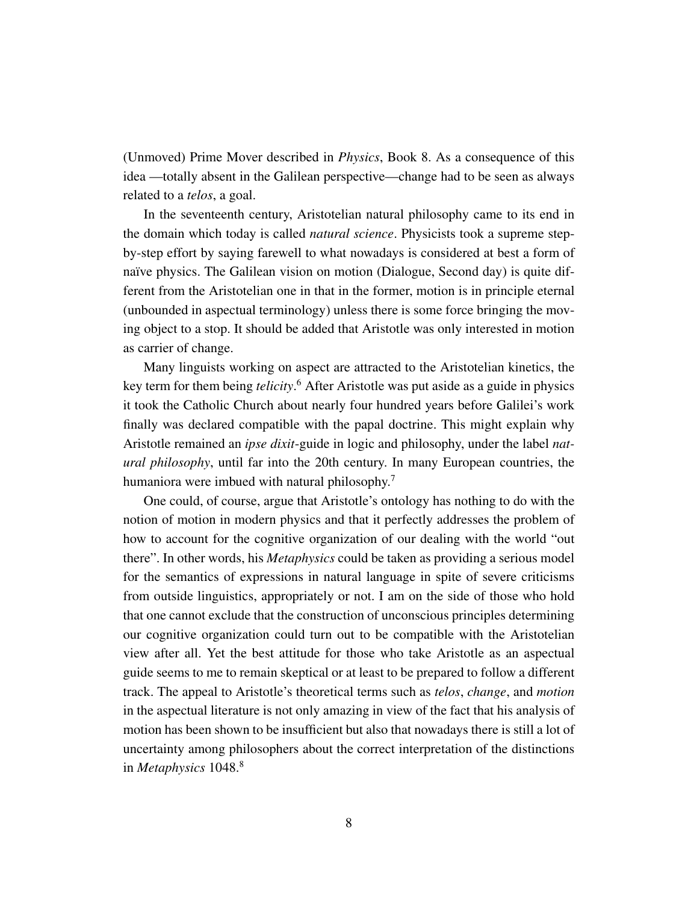(Unmoved) Prime Mover described in *Physics*, Book 8. As a consequence of this idea —totally absent in the Galilean perspective—change had to be seen as always related to a *telos*, a goal.

In the seventeenth century, Aristotelian natural philosophy came to its end in the domain which today is called *natural science*. Physicists took a supreme step-by-step effort by saying farewell to what nowadays is considered at best a form of naïve physics. The Galilean vision on motion (Dialogue, Second day) is quite different from the Aristotelian one in that in the former, motion is in principle eternal (unbounded in aspectual terminology) unless there is some force bringing the moving object to a stop. It should be added that Aristotle was only interested in motion as carrier of change.

Many linguists working on aspect are attracted to the Aristotelian kinetics, the key term for them being *telicity*.[6] After Aristotle was put aside as a guide in physics it took the Catholic Church about nearly four hundred years before Galilei's work finally was declared compatible with the papal doctrine. This might explain why Aristotle remained an *ipse dixit*-guide in logic and philosophy, under the label *natural philosophy*, until far into the 20th century. In many European countries, the humaniora were imbued with natural philosophy.[7]

One could, of course, argue that Aristotle's ontology has nothing to do with the notion of motion in modern physics and that it perfectly addresses the problem of how to account for the cognitive organization of our dealing with the world "out there". In other words, his *Metaphysics* could be taken as providing a serious model for the semantics of expressions in natural language in spite of severe criticisms from outside linguistics, appropriately or not. I am on the side of those who hold that one cannot exclude that the construction of unconscious principles determining our cognitive organization could turn out to be compatible with the Aristotelian view after all. Yet the best attitude for those who take Aristotle as an aspectual guide seems to me to remain skeptical or at least to be prepared to follow a different track. The appeal to Aristotle's theoretical terms such as *telos*, *change*, and *motion* in the aspectual literature is not only amazing in view of the fact that his analysis of motion has been shown to be insufficient but also that nowadays there is still a lot of uncertainty among philosophers about the correct interpretation of the distinctions in *Metaphysics* 1048.[8]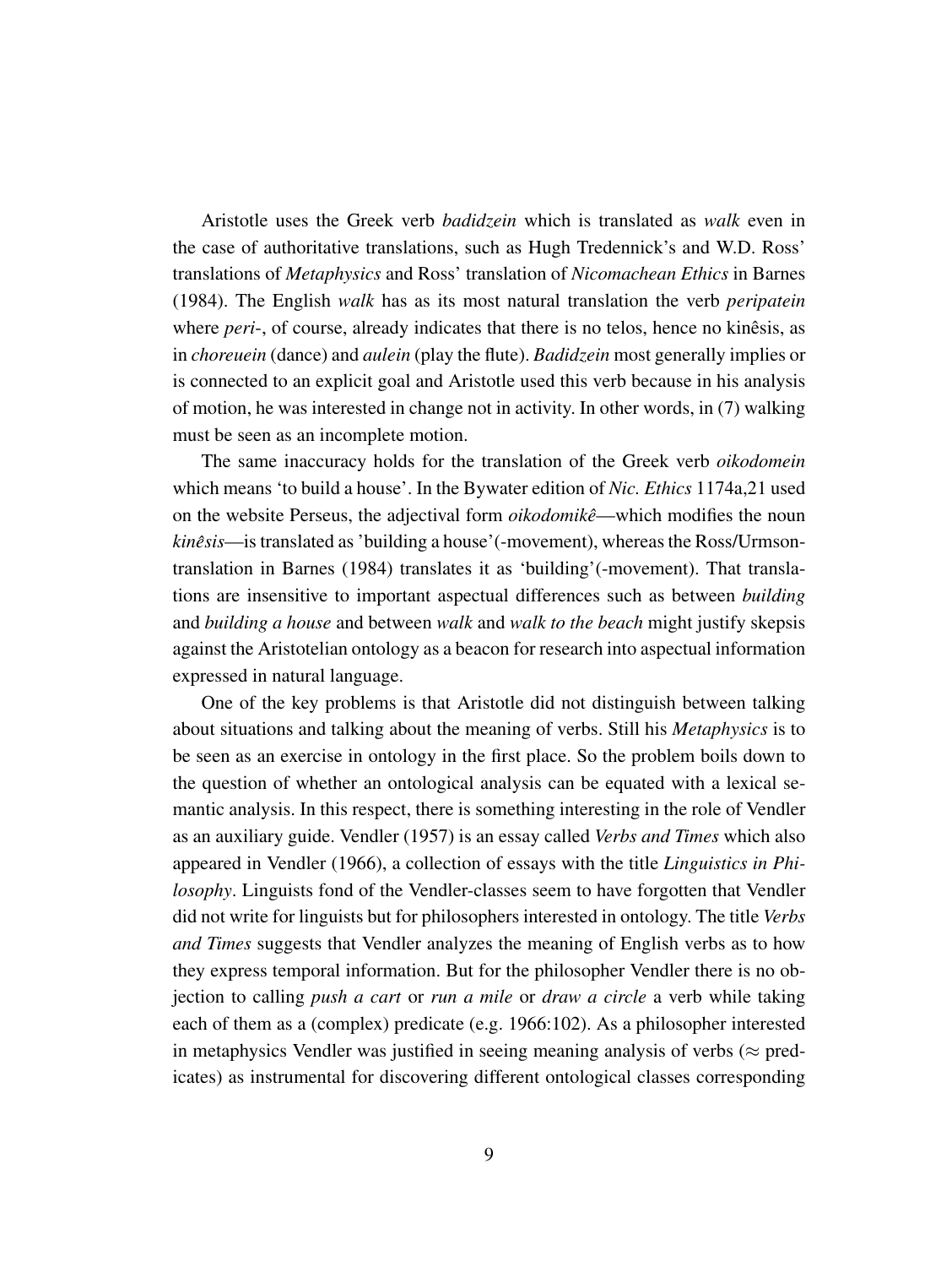Aristotle uses the Greek verb *badidzein* which is translated as *walk* even in the case of authoritative translations, such as Hugh Tredennick's and W.D. Ross' translations of *Metaphysics* and Ross' translation of *Nicomachean Ethics* in Barnes (1984). The English *walk* has as its most natural translation the verb *peripatein* where *peri-*, of course, already indicates that there is no telos, hence no kinêsis, as in *choreuein* (dance) and *aulein* (play the flute). *Badidzein* most generally implies or is connected to an explicit goal and Aristotle used this verb because in his analysis of motion, he was interested in change not in activity. In other words, in (7) walking must be seen as an incomplete motion.

The same inaccuracy holds for the translation of the Greek verb *oikodomein* which means 'to build a house'. In the Bywater edition of *Nic. Ethics* 1174a,21 used on the website Perseus, the adjectival form *oikodomikê*—which modifies the noun *kinêsis*—is translated as 'building a house'(-movement), whereas the Ross/Urmson-translation in Barnes (1984) translates it as 'building'(-movement). That translations are insensitive to important aspectual differences such as between *building* and *building a house* and between *walk* and *walk to the beach* might justify skepsis against the Aristotelian ontology as a beacon for research into aspectual information expressed in natural language.

One of the key problems is that Aristotle did not distinguish between talking about situations and talking about the meaning of verbs. Still his *Metaphysics* is to be seen as an exercise in ontology in the first place. So the problem boils down to the question of whether an ontological analysis can be equated with a lexical semantic analysis. In this respect, there is something interesting in the role of Vendler as an auxiliary guide. Vendler (1957) is an essay called *Verbs and Times* which also appeared in Vendler (1966), a collection of essays with the title *Linguistics in Philosophy*. Linguists fond of the Vendler-classes seem to have forgotten that Vendler did not write for linguists but for philosophers interested in ontology. The title *Verbs and Times* suggests that Vendler analyzes the meaning of English verbs as to how they express temporal information. But for the philosopher Vendler there is no objection to calling *push a cart* or *run a mile* or *draw a circle* a verb while taking each of them as a (complex) predicate (e.g. 1966:102). As a philosopher interested in metaphysics Vendler was justified in seeing meaning analysis of verbs ($\approx$ predicates) as instrumental for discovering different ontological classes corresponding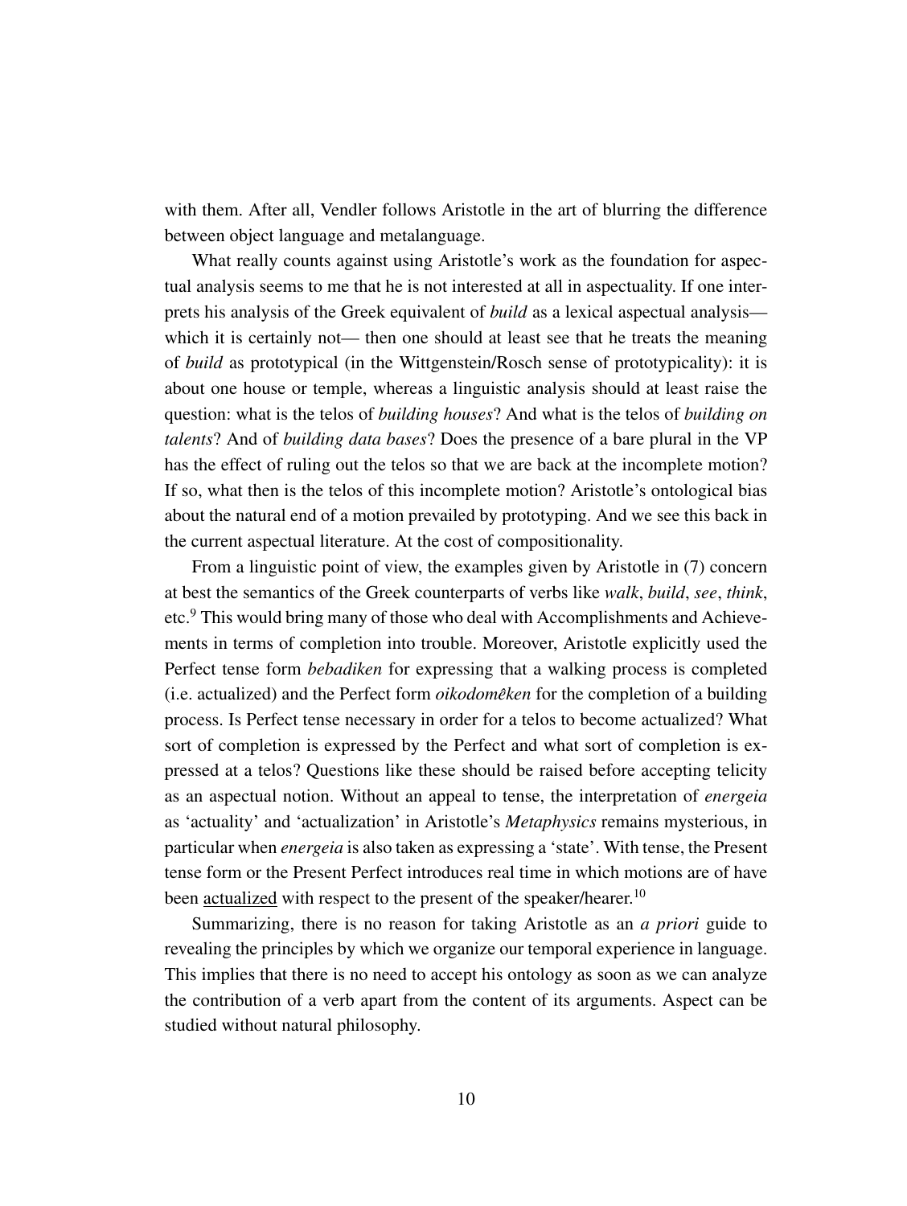with them. After all, Vendler follows Aristotle in the art of blurring the difference between object language and metalanguage.

What really counts against using Aristotle's work as the foundation for aspectual analysis seems to me that he is not interested at all in aspectuality. If one interprets his analysis of the Greek equivalent of *build* as a lexical aspectual analysis—which it is certainly not— then one should at least see that he treats the meaning of *build* as prototypical (in the Wittgenstein/Rosch sense of prototypicality): it is about one house or temple, whereas a linguistic analysis should at least raise the question: what is the telos of *building houses*? And what is the telos of *building on talents*? And of *building data bases*? Does the presence of a bare plural in the VP has the effect of ruling out the telos so that we are back at the incomplete motion? If so, what then is the telos of this incomplete motion? Aristotle's ontological bias about the natural end of a motion prevailed by prototyping. And we see this back in the current aspectual literature. At the cost of compositionality.

From a linguistic point of view, the examples given by Aristotle in (7) concern at best the semantics of the Greek counterparts of verbs like *walk*, *build*, *see*, *think*, etc.[9] This would bring many of those who deal with Accomplishments and Achievements in terms of completion into trouble. Moreover, Aristotle explicitly used the Perfect tense form *bebadiken* for expressing that a walking process is completed (i.e. actualized) and the Perfect form *oikodomêken* for the completion of a building process. Is Perfect tense necessary in order for a telos to become actualized? What sort of completion is expressed by the Perfect and what sort of completion is expressed at a telos? Questions like these should be raised before accepting telicity as an aspectual notion. Without an appeal to tense, the interpretation of *energeia* as 'actuality' and 'actualization' in Aristotle's *Metaphysics* remains mysterious, in particular when *energeia* is also taken as expressing a 'state'. With tense, the Present tense form or the Present Perfect introduces real time in which motions are of have been actualized with respect to the present of the speaker/hearer.[10]

Summarizing, there is no reason for taking Aristotle as an *a priori* guide to revealing the principles by which we organize our temporal experience in language. This implies that there is no need to accept his ontology as soon as we can analyze the contribution of a verb apart from the content of its arguments. Aspect can be studied without natural philosophy.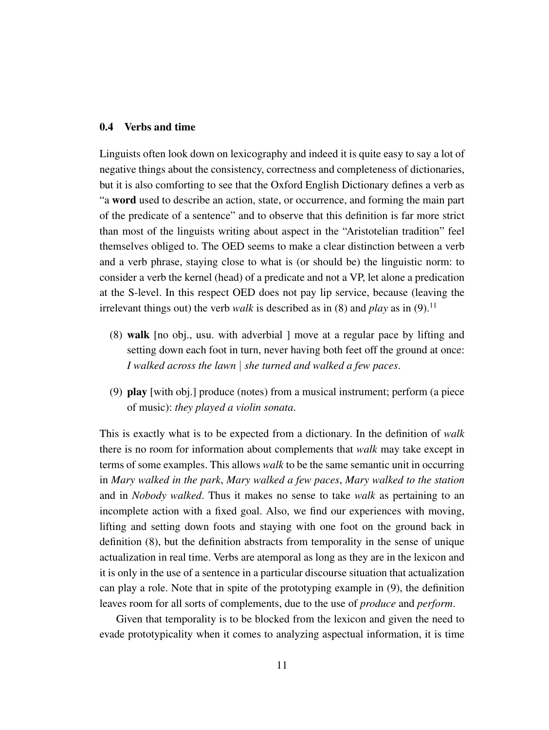### 0.4 Verbs and time

Linguists often look down on lexicography and indeed it is quite easy to say a lot of negative things about the consistency, correctness and completeness of dictionaries, but it is also comforting to see that the Oxford English Dictionary defines a verb as "a **word** used to describe an action, state, or occurrence, and forming the main part of the predicate of a sentence" and to observe that this definition is far more strict than most of the linguists writing about aspect in the "Aristotelian tradition" feel themselves obliged to. The OED seems to make a clear distinction between a verb and a verb phrase, staying close to what is (or should be) the linguistic norm: to consider a verb the kernel (head) of a predicate and not a VP, let alone a predication at the S-level. In this respect OED does not pay lip service, because (leaving the irrelevant things out) the verb *walk* is described as in (8) and *play* as in (9).[11]

(8) **walk** [no obj., usu. with adverbial ] move at a regular pace by lifting and setting down each foot in turn, never having both feet off the ground at once: *I walked across the lawn* | *she turned and walked a few paces*.

(9) **play** [with obj.] produce (notes) from a musical instrument; perform (a piece of music): *they played a violin sonata*.

This is exactly what is to be expected from a dictionary. In the definition of *walk* there is no room for information about complements that *walk* may take except in terms of some examples. This allows *walk* to be the same semantic unit in occurring in *Mary walked in the park*, *Mary walked a few paces*, *Mary walked to the station* and in *Nobody walked*. Thus it makes no sense to take *walk* as pertaining to an incomplete action with a fixed goal. Also, we find our experiences with moving, lifting and setting down foots and staying with one foot on the ground back in definition (8), but the definition abstracts from temporality in the sense of unique actualization in real time. Verbs are atemporal as long as they are in the lexicon and it is only in the use of a sentence in a particular discourse situation that actualization can play a role. Note that in spite of the prototyping example in (9), the definition leaves room for all sorts of complements, due to the use of *produce* and *perform*.

Given that temporality is to be blocked from the lexicon and given the need to evade prototypicality when it comes to analyzing aspectual information, it is time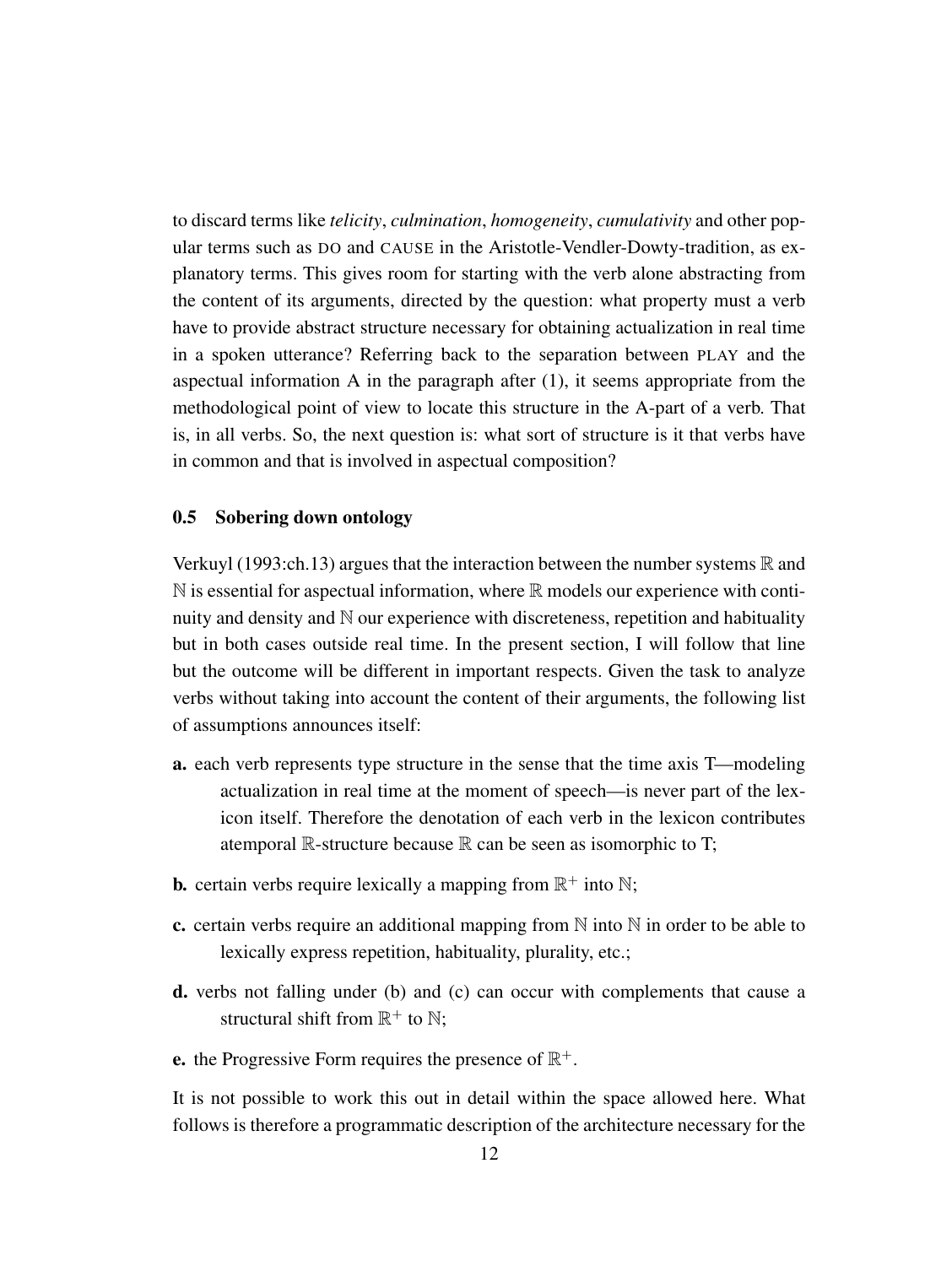to discard terms like *telicity*, *culmination*, *homogeneity*, *cumulativity* and other popular terms such as DO and CAUSE in the Aristotle-Vendler-Dowty-tradition, as explanatory terms. This gives room for starting with the verb alone abstracting from the content of its arguments, directed by the question: what property must a verb have to provide abstract structure necessary for obtaining actualization in real time in a spoken utterance? Referring back to the separation between PLAY and the aspectual information A in the paragraph after (1), it seems appropriate from the methodological point of view to locate this structure in the A-part of a verb. That is, in all verbs. So, the next question is: what sort of structure is it that verbs have in common and that is involved in aspectual composition?

### 0.5 Sobering down ontology

Verkuyl (1993:ch.13) argues that the interaction between the number systems $\mathbb{R}$ and $\mathbb{N}$ is essential for aspectual information, where $\mathbb{R}$ models our experience with continuity and density and $\mathbb{N}$ our experience with discreteness, repetition and habituality but in both cases outside real time. In the present section, I will follow that line but the outcome will be different in important respects. Given the task to analyze verbs without taking into account the content of their arguments, the following list of assumptions announces itself:

**a.** each verb represents type structure in the sense that the time axis T—modeling actualization in real time at the moment of speech—is never part of the lexicon itself. Therefore the denotation of each verb in the lexicon contributes atemporal $\mathbb{R}$-structure because $\mathbb{R}$ can be seen as isomorphic to T;

**b.** certain verbs require lexically a mapping from $\mathbb{R}^+$ into $\mathbb{N}$;

**c.** certain verbs require an additional mapping from $\mathbb{N}$ into $\mathbb{N}$ in order to be able to lexically express repetition, habituality, plurality, etc.;

**d.** verbs not falling under (b) and (c) can occur with complements that cause a structural shift from $\mathbb{R}^+$ to $\mathbb{N}$;

**e.** the Progressive Form requires the presence of $\mathbb{R}^+$.

It is not possible to work this out in detail within the space allowed here. What follows is therefore a programmatic description of the architecture necessary for the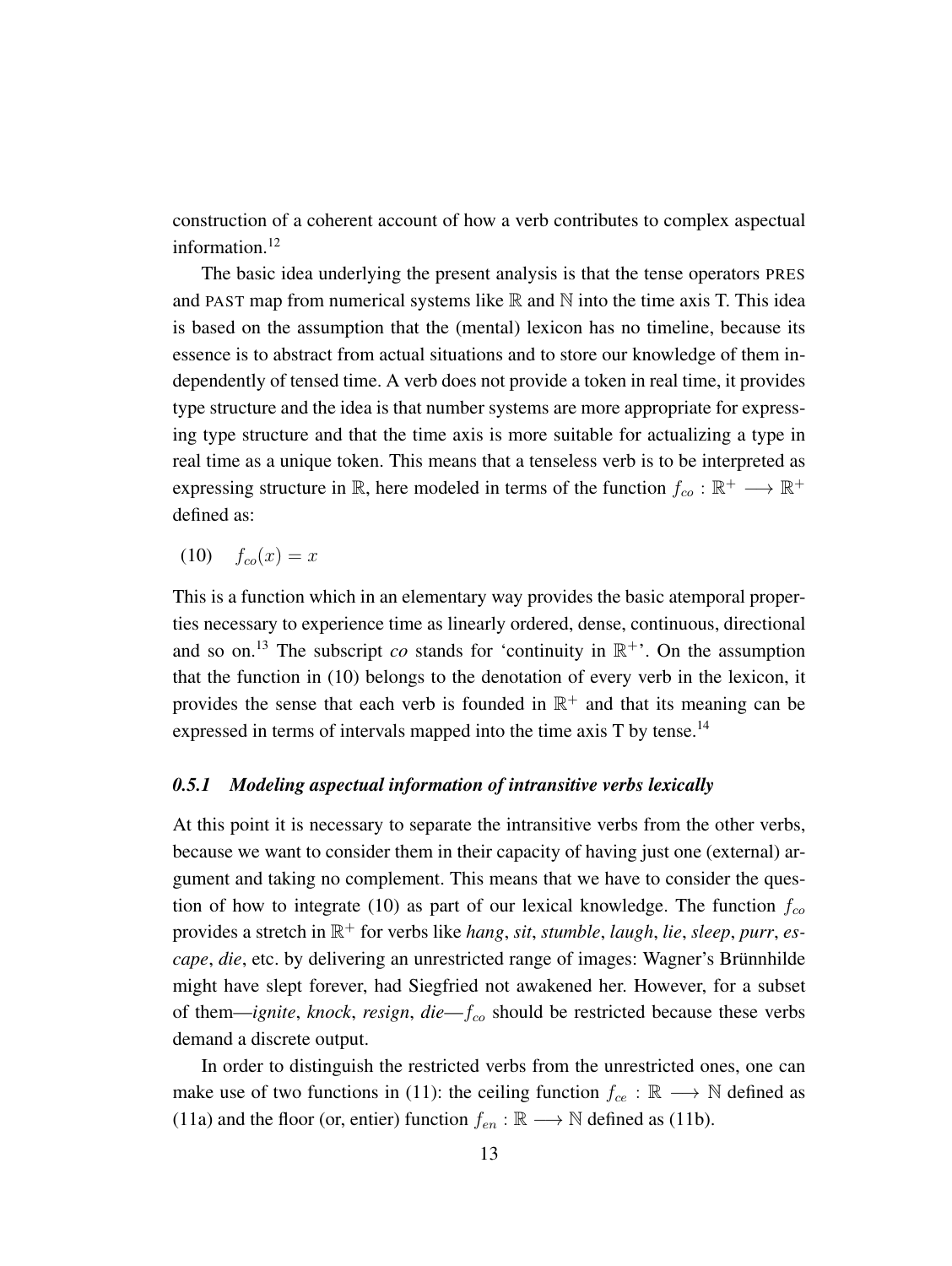construction of a coherent account of how a verb contributes to complex aspectual information.[12]

The basic idea underlying the present analysis is that the tense operators PRES and PAST map from numerical systems like $\mathbb{R}$ and $\mathbb{N}$ into the time axis T. This idea is based on the assumption that the (mental) lexicon has no timeline, because its essence is to abstract from actual situations and to store our knowledge of them independently of tensed time. A verb does not provide a token in real time, it provides type structure and the idea is that number systems are more appropriate for expressing type structure and that the time axis is more suitable for actualizing a type in real time as a unique token. This means that a tenseless verb is to be interpreted as expressing structure in $\mathbb{R}$, here modeled in terms of the function $f_{co} : \mathbb{R}^{+} \longrightarrow \mathbb{R}^{+}$ defined as:

(10) $f_{co}(x) = x$

This is a function which in an elementary way provides the basic atemporal properties necessary to experience time as linearly ordered, dense, continuous, directional and so on.[13] The subscript *co* stands for 'continuity in $\mathbb{R}^{+}$'. On the assumption that the function in (10) belongs to the denotation of every verb in the lexicon, it provides the sense that each verb is founded in $\mathbb{R}^{+}$ and that its meaning can be expressed in terms of intervals mapped into the time axis T by tense.[14]

### *0.5.1 Modeling aspectual information of intransitive verbs lexically*

At this point it is necessary to separate the intransitive verbs from the other verbs, because we want to consider them in their capacity of having just one (external) argument and taking no complement. This means that we have to consider the question of how to integrate (10) as part of our lexical knowledge. The function $f_{co}$ provides a stretch in $\mathbb{R}^{+}$ for verbs like *hang*, *sit*, *stumble*, *laugh*, *lie*, *sleep*, *purr*, *escape*, *die*, etc. by delivering an unrestricted range of images: Wagner's Brünnhilde might have slept forever, had Siegfried not awakened her. However, for a subset of them—*ignite*, *knock*, *resign*, *die*—$f_{co}$ should be restricted because these verbs demand a discrete output.

In order to distinguish the restricted verbs from the unrestricted ones, one can make use of two functions in (11): the ceiling function $f_{ce} : \mathbb{R} \longrightarrow \mathbb{N}$ defined as (11a) and the floor (or, entier) function $f_{en} : \mathbb{R} \longrightarrow \mathbb{N}$ defined as (11b).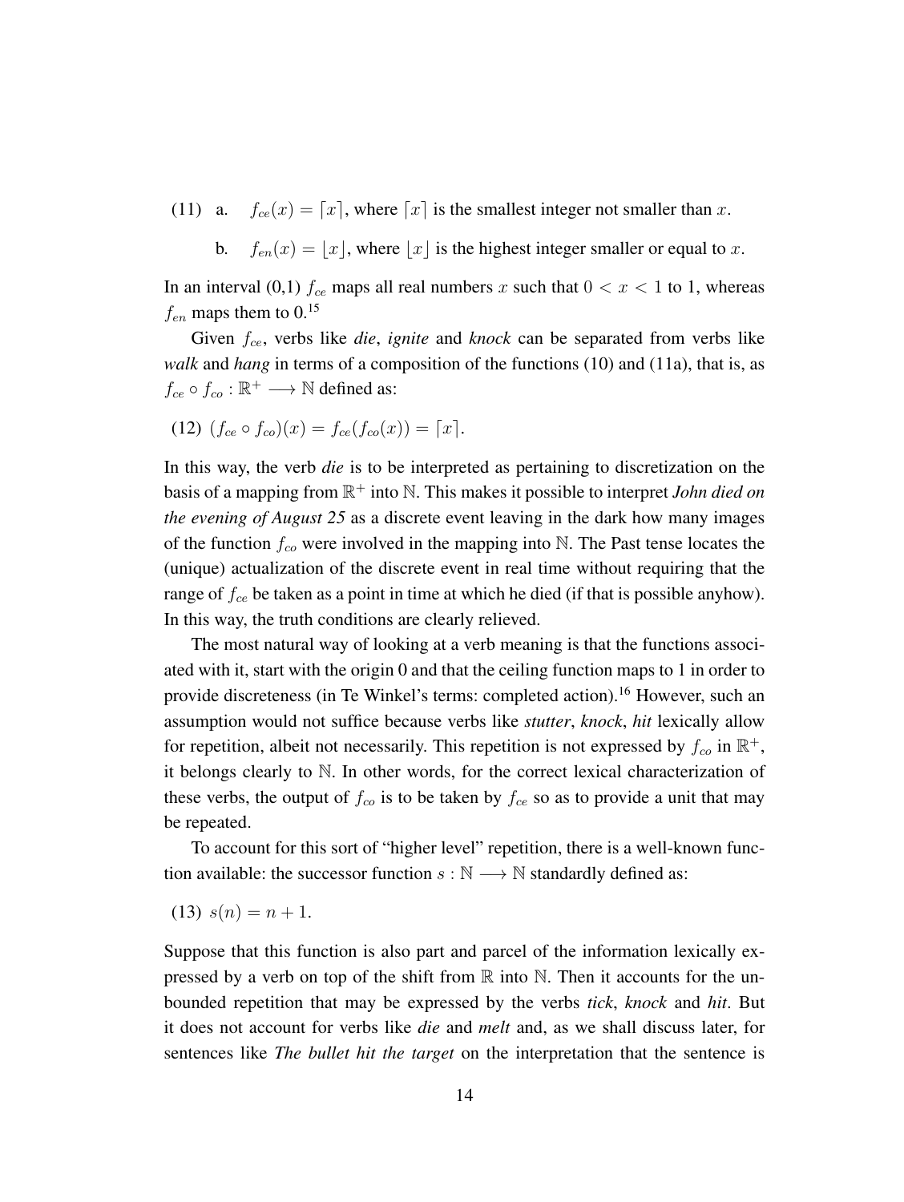(11) a. $f_{ce}(x) = \lceil x \rceil$, where $\lceil x \rceil$ is the smallest integer not smaller than $x$.

b. $f_{en}(x) = \lfloor x \rfloor$, where $\lfloor x \rfloor$ is the highest integer smaller or equal to $x$.

In an interval (0,1) $f_{ce}$ maps all real numbers $x$ such that $0 < x < 1$ to 1, whereas $f_{en}$ maps them to 0.[15]

Given $f_{ce}$, verbs like *die*, *ignite* and *knock* can be separated from verbs like *walk* and *hang* in terms of a composition of the functions (10) and (11a), that is, as $f_{ce} \circ f_{co} : \mathbb{R}^+ \longrightarrow \mathbb{N}$ defined as:

(12) $(f_{ce} \circ f_{co})(x) = f_{ce}(f_{co}(x)) = \lceil x \rceil$.

In this way, the verb *die* is to be interpreted as pertaining to discretization on the basis of a mapping from $\mathbb{R}^+$ into $\mathbb{N}$. This makes it possible to interpret *John died on the evening of August 25* as a discrete event leaving in the dark how many images of the function $f_{co}$ were involved in the mapping into $\mathbb{N}$. The Past tense locates the (unique) actualization of the discrete event in real time without requiring that the range of $f_{ce}$ be taken as a point in time at which he died (if that is possible anyhow). In this way, the truth conditions are clearly relieved.

The most natural way of looking at a verb meaning is that the functions associated with it, start with the origin 0 and that the ceiling function maps to 1 in order to provide discreteness (in Te Winkel's terms: completed action).[16] However, such an assumption would not suffice because verbs like *stutter*, *knock*, *hit* lexically allow for repetition, albeit not necessarily. This repetition is not expressed by $f_{co}$ in $\mathbb{R}^+$, it belongs clearly to $\mathbb{N}$. In other words, for the correct lexical characterization of these verbs, the output of $f_{co}$ is to be taken by $f_{ce}$ so as to provide a unit that may be repeated.

To account for this sort of "higher level" repetition, there is a well-known function available: the successor function $s : \mathbb{N} \longrightarrow \mathbb{N}$ standardly defined as:

(13) $s(n) = n + 1$.

Suppose that this function is also part and parcel of the information lexically expressed by a verb on top of the shift from $\mathbb{R}$ into $\mathbb{N}$. Then it accounts for the unbounded repetition that may be expressed by the verbs *tick*, *knock* and *hit*. But it does not account for verbs like *die* and *melt* and, as we shall discuss later, for sentences like *The bullet hit the target* on the interpretation that the sentence is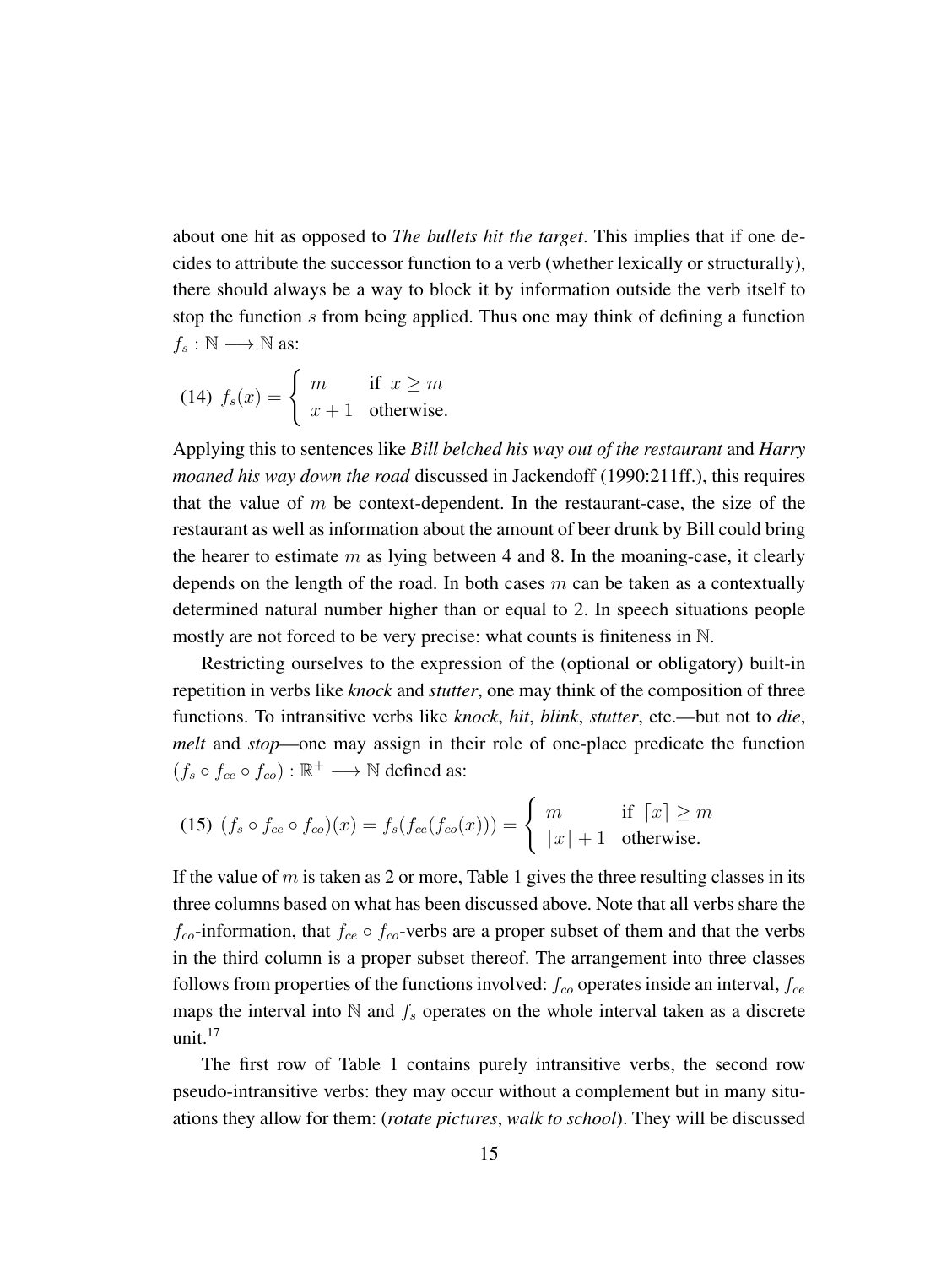about one hit as opposed to *The bullets hit the target*. This implies that if one decides to attribute the successor function to a verb (whether lexically or structurally), there should always be a way to block it by information outside the verb itself to stop the function $s$ from being applied. Thus one may think of defining a function $f_s : \mathbb{N} \longrightarrow \mathbb{N}$ as:

(14) $$f_s(x) = \begin{cases} m & \text{if } x \geq m \\ x+1 & \text{otherwise.} \end{cases}$$

Applying this to sentences like *Bill belched his way out of the restaurant* and *Harry moaned his way down the road* discussed in Jackendoff (1990:211ff.), this requires that the value of $m$ be context-dependent. In the restaurant-case, the size of the restaurant as well as information about the amount of beer drunk by Bill could bring the hearer to estimate $m$ as lying between 4 and 8. In the moaning-case, it clearly depends on the length of the road. In both cases $m$ can be taken as a contextually determined natural number higher than or equal to 2. In speech situations people mostly are not forced to be very precise: what counts is finiteness in $\mathbb{N}$.

Restricting ourselves to the expression of the (optional or obligatory) built-in repetition in verbs like *knock* and *stutter*, one may think of the composition of three functions. To intransitive verbs like *knock*, *hit*, *blink*, *stutter*, etc.—but not to *die*, *melt* and *stop*—one may assign in their role of one-place predicate the function $(f_s \circ f_{ce} \circ f_{co}) : \mathbb{R}^+ \longrightarrow \mathbb{N}$ defined as:

(15) $$(f_s \circ f_{ce} \circ f_{co})(x) = f_s(f_{ce}(f_{co}(x))) = \begin{cases} m & \text{if } \lceil x \rceil \geq m \\ \lceil x \rceil + 1 & \text{otherwise.} \end{cases}$$

If the value of $m$ is taken as 2 or more, Table 1 gives the three resulting classes in its three columns based on what has been discussed above. Note that all verbs share the $f_{co}$-information, that $f_{ce} \circ f_{co}$-verbs are a proper subset of them and that the verbs in the third column is a proper subset thereof. The arrangement into three classes follows from properties of the functions involved: $f_{co}$ operates inside an interval, $f_{ce}$ maps the interval into $\mathbb{N}$ and $f_s$ operates on the whole interval taken as a discrete unit.[17]

The first row of Table 1 contains purely intransitive verbs, the second row pseudo-intransitive verbs: they may occur without a complement but in many situations they allow for them: (*rotate pictures*, *walk to school*). They will be discussed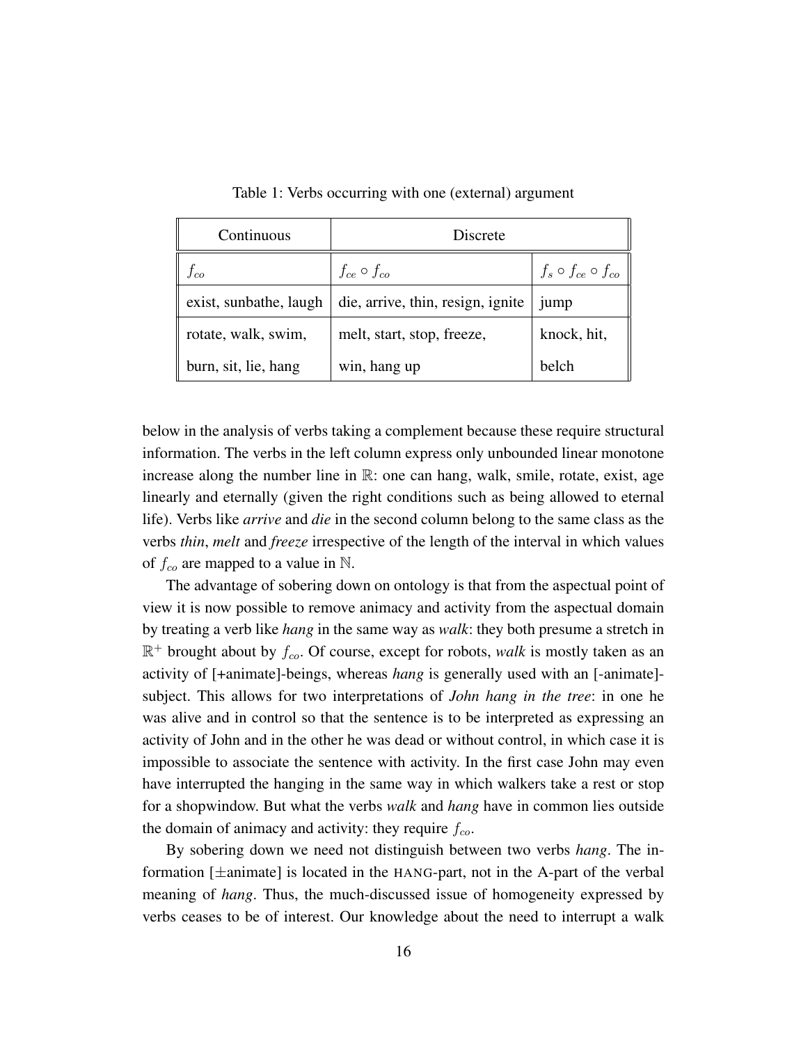Table 1: Verbs occurring with one (external) argument

| Continuous | Discrete | |
|---|---|---|
| $f_{co}$ | $f_{ce} \circ f_{co}$ | $f_s \circ f_{ce} \circ f_{co}$ |
| exist, sunbathe, laugh | die, arrive, thin, resign, ignite | jump |
| rotate, walk, swim, burn, sit, lie, hang | melt, start, stop, freeze, win, hang up | knock, hit, belch |

below in the analysis of verbs taking a complement because these require structural information. The verbs in the left column express only unbounded linear monotone increase along the number line in $\mathbb{R}$: one can hang, walk, smile, rotate, exist, age linearly and eternally (given the right conditions such as being allowed to eternal life). Verbs like *arrive* and *die* in the second column belong to the same class as the verbs *thin*, *melt* and *freeze* irrespective of the length of the interval in which values of $f_{co}$ are mapped to a value in $\mathbb{N}$.

The advantage of sobering down on ontology is that from the aspectual point of view it is now possible to remove animacy and activity from the aspectual domain by treating a verb like *hang* in the same way as *walk*: they both presume a stretch in $\mathbb{R}^+$ brought about by $f_{co}$. Of course, except for robots, *walk* is mostly taken as an activity of [+animate]-beings, whereas *hang* is generally used with an [-animate]-subject. This allows for two interpretations of *John hang in the tree*: in one he was alive and in control so that the sentence is to be interpreted as expressing an activity of John and in the other he was dead or without control, in which case it is impossible to associate the sentence with activity. In the first case John may even have interrupted the hanging in the same way in which walkers take a rest or stop for a shopwindow. But what the verbs *walk* and *hang* have in common lies outside the domain of animacy and activity: they require $f_{co}$.

By sobering down we need not distinguish between two verbs *hang*. The information [$\pm$animate] is located in the HANG-part, not in the A-part of the verbal meaning of *hang*. Thus, the much-discussed issue of homogeneity expressed by verbs ceases to be of interest. Our knowledge about the need to interrupt a walk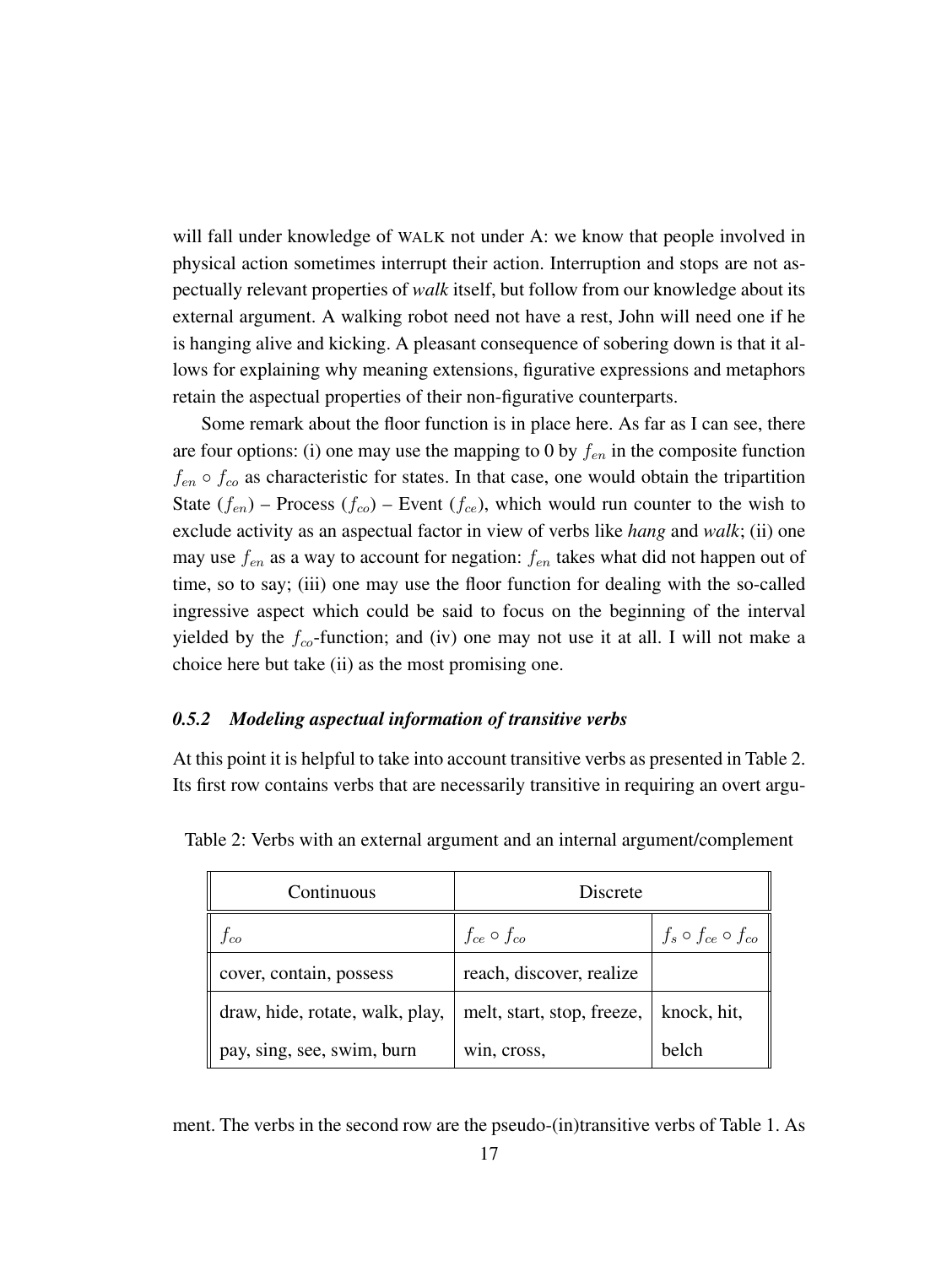will fall under knowledge of WALK not under A: we know that people involved in physical action sometimes interrupt their action. Interruption and stops are not aspectually relevant properties of *walk* itself, but follow from our knowledge about its external argument. A walking robot need not have a rest, John will need one if he is hanging alive and kicking. A pleasant consequence of sobering down is that it allows for explaining why meaning extensions, figurative expressions and metaphors retain the aspectual properties of their non-figurative counterparts.

Some remark about the floor function is in place here. As far as I can see, there are four options: (i) one may use the mapping to 0 by $f_{en}$ in the composite function $f_{en} \circ f_{co}$ as characteristic for states. In that case, one would obtain the tripartition State ($f_{en}$) – Process ($f_{co}$) – Event ($f_{ce}$), which would run counter to the wish to exclude activity as an aspectual factor in view of verbs like *hang* and *walk*; (ii) one may use $f_{en}$ as a way to account for negation: $f_{en}$ takes what did not happen out of time, so to say; (iii) one may use the floor function for dealing with the so-called ingressive aspect which could be said to focus on the beginning of the interval yielded by the $f_{co}$-function; and (iv) one may not use it at all. I will not make a choice here but take (ii) as the most promising one.

### *0.5.2 Modeling aspectual information of transitive verbs*

At this point it is helpful to take into account transitive verbs as presented in Table 2. Its first row contains verbs that are necessarily transitive in requiring an overt argument. The verbs in the second row are the pseudo-(in)transitive verbs of Table 1. As

Table 2: Verbs with an external argument and an internal argument/complement

| Continuous | Discrete | |
|---|---|---|
| $f_{co}$ | $f_{ce} \circ f_{co}$ | $f_s \circ f_{ce} \circ f_{co}$ |
| cover, contain, possess | reach, discover, realize | |
| draw, hide, rotate, walk, play, pay, sing, see, swim, burn | melt, start, stop, freeze, win, cross, | knock, hit, belch |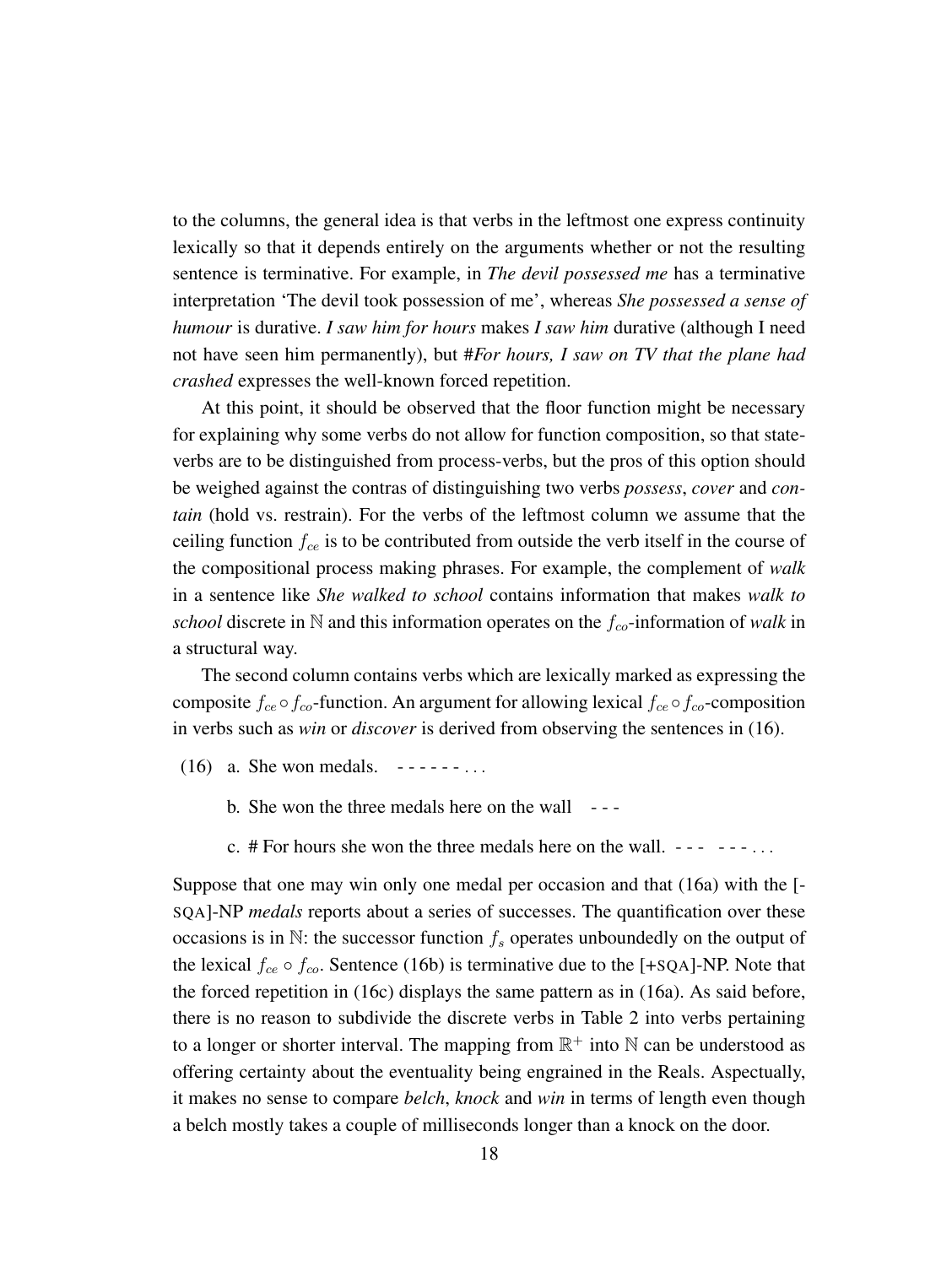to the columns, the general idea is that verbs in the leftmost one express continuity lexically so that it depends entirely on the arguments whether or not the resulting sentence is terminative. For example, in *The devil possessed me* has a terminative interpretation 'The devil took possession of me', whereas *She possessed a sense of humour* is durative. *I saw him for hours* makes *I saw him* durative (although I need not have seen him permanently), but #*For hours, I saw on TV that the plane had crashed* expresses the well-known forced repetition.

At this point, it should be observed that the floor function might be necessary for explaining why some verbs do not allow for function composition, so that state-verbs are to be distinguished from process-verbs, but the pros of this option should be weighed against the contras of distinguishing two verbs *possess*, *cover* and *contain* (hold vs. restrain). For the verbs of the leftmost column we assume that the ceiling function $f_{ce}$ is to be contributed from outside the verb itself in the course of the compositional process making phrases. For example, the complement of *walk* in a sentence like *She walked to school* contains information that makes *walk to school* discrete in $\mathbb{N}$ and this information operates on the $f_{co}$-information of *walk* in a structural way.

The second column contains verbs which are lexically marked as expressing the composite $f_{ce} \circ f_{co}$-function. An argument for allowing lexical $f_{ce} \circ f_{co}$-composition in verbs such as *win* or *discover* is derived from observing the sentences in (16).

(16) a. She won medals. - - - - - - - . . .

b. She won the three medals here on the wall - - -

c. # For hours she won the three medals here on the wall. - - - - - - . . .

Suppose that one may win only one medal per occasion and that (16a) with the [-SQA]-NP *medals* reports about a series of successes. The quantification over these occasions is in $\mathbb{N}$: the successor function $f_s$ operates unboundedly on the output of the lexical $f_{ce} \circ f_{co}$. Sentence (16b) is terminative due to the [+SQA]-NP. Note that the forced repetition in (16c) displays the same pattern as in (16a). As said before, there is no reason to subdivide the discrete verbs in Table 2 into verbs pertaining to a longer or shorter interval. The mapping from $\mathbb{R}^+$ into $\mathbb{N}$ can be understood as offering certainty about the eventuality being engrained in the Reals. Aspectually, it makes no sense to compare *belch*, *knock* and *win* in terms of length even though a belch mostly takes a couple of milliseconds longer than a knock on the door.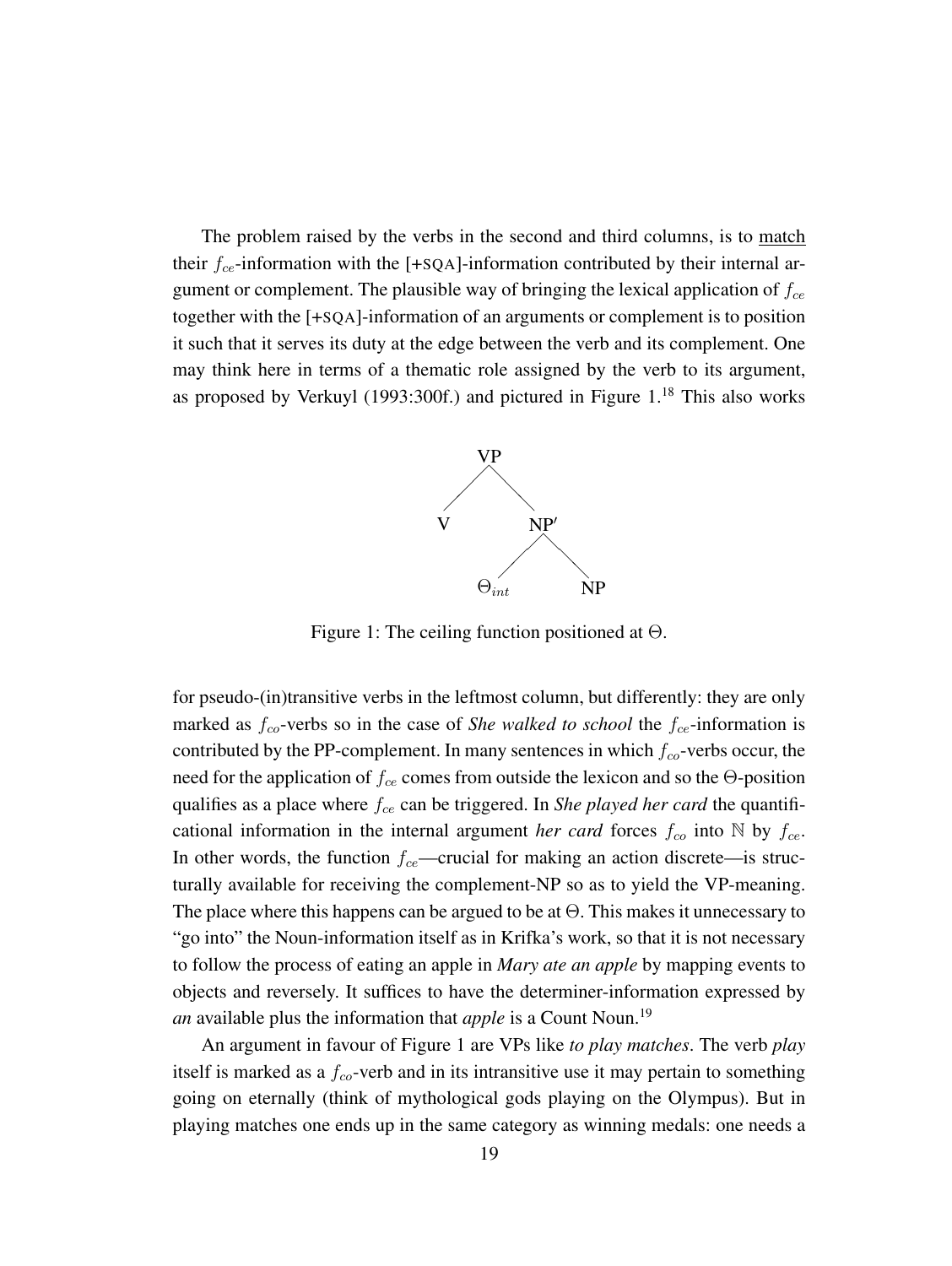The problem raised by the verbs in the second and third columns, is to match their $f_{ce}$-information with the [+SQA]-information contributed by their internal argument or complement. The plausible way of bringing the lexical application of $f_{ce}$ together with the [+SQA]-information of an arguments or complement is to position it such that it serves its duty at the edge between the verb and its complement. One may think here in terms of a thematic role assigned by the verb to its argument, as proposed by Verkuyl (1993:300f.) and pictured in Figure 1.[18] This also works

```
        VP
       /  \
      V    NP′
          /   \
      Θ_int    NP
```

Figure 1: The ceiling function positioned at $\Theta$.

for pseudo-(in)transitive verbs in the leftmost column, but differently: they are only marked as $f_{co}$-verbs so in the case of *She walked to school* the $f_{ce}$-information is contributed by the PP-complement. In many sentences in which $f_{co}$-verbs occur, the need for the application of $f_{ce}$ comes from outside the lexicon and so the $\Theta$-position qualifies as a place where $f_{ce}$ can be triggered. In *She played her card* the quantificational information in the internal argument *her card* forces $f_{co}$ into $\mathbb{N}$ by $f_{ce}$. In other words, the function $f_{ce}$—crucial for making an action discrete—is structurally available for receiving the complement-NP so as to yield the VP-meaning. The place where this happens can be argued to be at $\Theta$. This makes it unnecessary to "go into" the Noun-information itself as in Krifka's work, so that it is not necessary to follow the process of eating an apple in *Mary ate an apple* by mapping events to objects and reversely. It suffices to have the determiner-information expressed by *an* available plus the information that *apple* is a Count Noun.[19]

An argument in favour of Figure 1 are VPs like *to play matches*. The verb *play* itself is marked as a $f_{co}$-verb and in its intransitive use it may pertain to something going on eternally (think of mythological gods playing on the Olympus). But in playing matches one ends up in the same category as winning medals: one needs a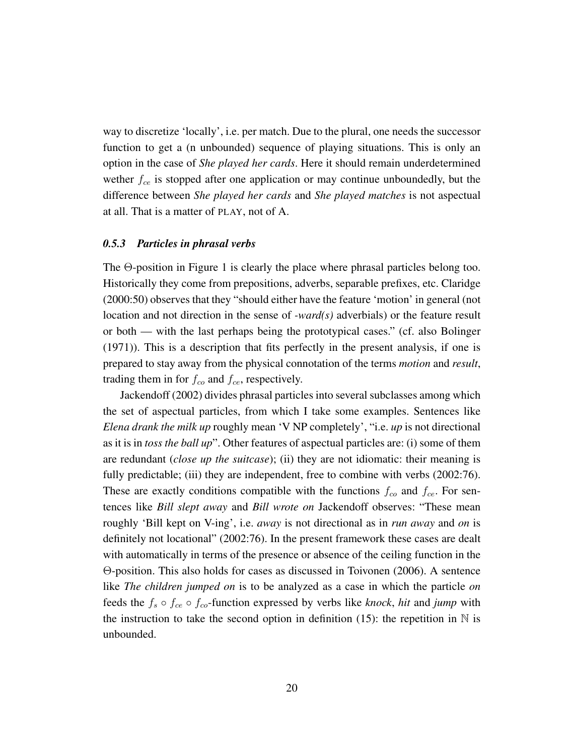way to discretize 'locally', i.e. per match. Due to the plural, one needs the successor function to get a (n unbounded) sequence of playing situations. This is only an option in the case of *She played her cards*. Here it should remain underdetermined wether $f_{ce}$ is stopped after one application or may continue unboundedly, but the difference between *She played her cards* and *She played matches* is not aspectual at all. That is a matter of PLAY, not of A.

### *0.5.3 Particles in phrasal verbs*

The Θ-position in Figure 1 is clearly the place where phrasal particles belong too. Historically they come from prepositions, adverbs, separable prefixes, etc. Claridge (2000:50) observes that they "should either have the feature 'motion' in general (not location and not direction in the sense of *-ward(s)* adverbials) or the feature result or both — with the last perhaps being the prototypical cases." (cf. also Bolinger (1971)). This is a description that fits perfectly in the present analysis, if one is prepared to stay away from the physical connotation of the terms *motion* and *result*, trading them in for $f_{co}$ and $f_{ce}$, respectively.

Jackendoff (2002) divides phrasal particles into several subclasses among which the set of aspectual particles, from which I take some examples. Sentences like *Elena drank the milk up* roughly mean 'V NP completely', "i.e. *up* is not directional as it is in *toss the ball up*". Other features of aspectual particles are: (i) some of them are redundant (*close up the suitcase*); (ii) they are not idiomatic: their meaning is fully predictable; (iii) they are independent, free to combine with verbs (2002:76). These are exactly conditions compatible with the functions $f_{co}$ and $f_{ce}$. For sentences like *Bill slept away* and *Bill wrote on* Jackendoff observes: "These mean roughly 'Bill kept on V-ing', i.e. *away* is not directional as in *run away* and *on* is definitely not locational" (2002:76). In the present framework these cases are dealt with automatically in terms of the presence or absence of the ceiling function in the Θ-position. This also holds for cases as discussed in Toivonen (2006). A sentence like *The children jumped on* is to be analyzed as a case in which the particle *on* feeds the $f_s \circ f_{ce} \circ f_{co}$-function expressed by verbs like *knock*, *hit* and *jump* with the instruction to take the second option in definition (15): the repetition in $\mathbb{N}$ is unbounded.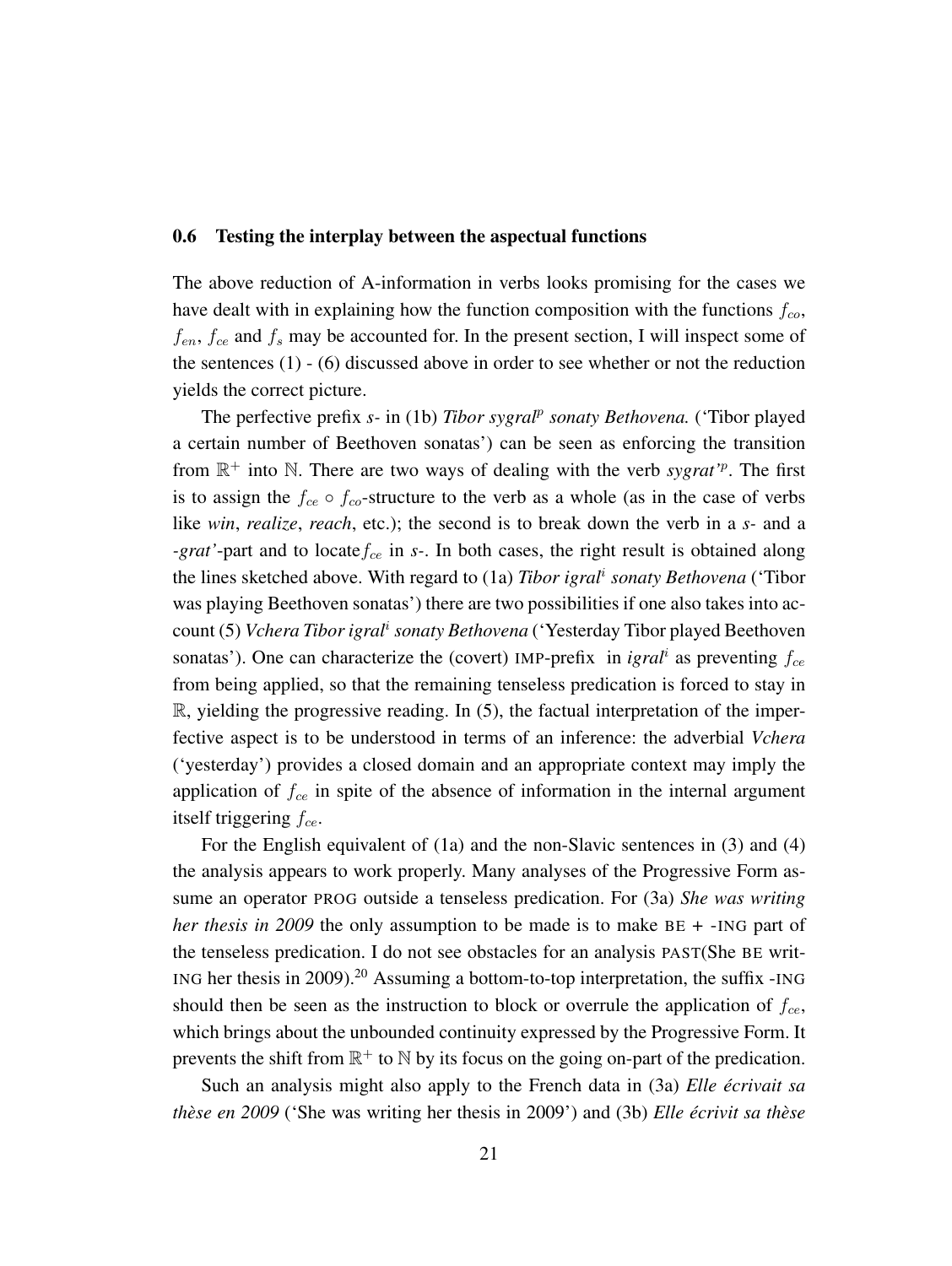## 0.6 Testing the interplay between the aspectual functions

The above reduction of A-information in verbs looks promising for the cases we have dealt with in explaining how the function composition with the functions $f_{co}$, $f_{en}$, $f_{ce}$ and $f_s$ may be accounted for. In the present section, I will inspect some of the sentences (1) - (6) discussed above in order to see whether or not the reduction yields the correct picture.

The perfective prefix *s-* in (1b) *Tibor sygral$^p$ sonaty Bethovena.* ('Tibor played a certain number of Beethoven sonatas') can be seen as enforcing the transition from $\mathbb{R}^+$ into $\mathbb{N}$. There are two ways of dealing with the verb *sygrat'$^p$*. The first is to assign the $f_{ce} \circ f_{co}$-structure to the verb as a whole (as in the case of verbs like *win*, *realize*, *reach*, etc.); the second is to break down the verb in a *s-* and a *-grat'*-part and to locate $f_{ce}$ in *s-*. In both cases, the right result is obtained along the lines sketched above. With regard to (1a) *Tibor igral$^i$ sonaty Bethovena* ('Tibor was playing Beethoven sonatas') there are two possibilities if one also takes into account (5) *Vchera Tibor igral$^i$ sonaty Bethovena* ('Yesterday Tibor played Beethoven sonatas'). One can characterize the (covert) IMP-prefix in *igral$^i$* as preventing $f_{ce}$ from being applied, so that the remaining tenseless predication is forced to stay in $\mathbb{R}$, yielding the progressive reading. In (5), the factual interpretation of the imperfective aspect is to be understood in terms of an inference: the adverbial *Vchera* ('yesterday') provides a closed domain and an appropriate context may imply the application of $f_{ce}$ in spite of the absence of information in the internal argument itself triggering $f_{ce}$.

For the English equivalent of (1a) and the non-Slavic sentences in (3) and (4) the analysis appears to work properly. Many analyses of the Progressive Form assume an operator PROG outside a tenseless predication. For (3a) *She was writing her thesis in 2009* the only assumption to be made is to make BE + -ING part of the tenseless predication. I do not see obstacles for an analysis PAST(She BE writ-ING her thesis in 2009).[20] Assuming a bottom-to-top interpretation, the suffix -ING should then be seen as the instruction to block or overrule the application of $f_{ce}$, which brings about the unbounded continuity expressed by the Progressive Form. It prevents the shift from $\mathbb{R}^+$ to $\mathbb{N}$ by its focus on the going on-part of the predication.

Such an analysis might also apply to the French data in (3a) *Elle écrivait sa thèse en 2009* ('She was writing her thesis in 2009') and (3b) *Elle écrivit sa thèse*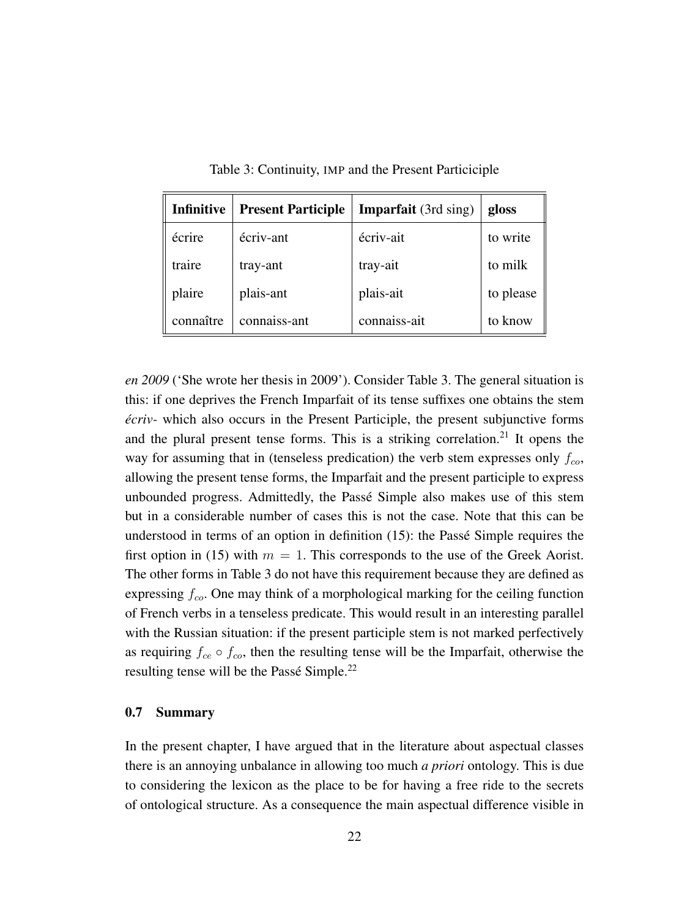Table 3: Continuity, IMP and the Present Particiciple

| **Infinitive** | **Present Participle** | **Imparfait** (3rd sing) | **gloss** |
|---|---|---|---|
| écrire | écriv-ant | écriv-ait | to write |
| traire | tray-ant | tray-ait | to milk |
| plaire | plais-ant | plais-ait | to please |
| connaître | connaiss-ant | connaiss-ait | to know |

*en 2009* ('She wrote her thesis in 2009'). Consider Table 3. The general situation is this: if one deprives the French Imparfait of its tense suffixes one obtains the stem *écriv-* which also occurs in the Present Participle, the present subjunctive forms and the plural present tense forms. This is a striking correlation.[21] It opens the way for assuming that in (tenseless predication) the verb stem expresses only $f_{co}$, allowing the present tense forms, the Imparfait and the present participle to express unbounded progress. Admittedly, the Passé Simple also makes use of this stem but in a considerable number of cases this is not the case. Note that this can be understood in terms of an option in definition (15): the Passé Simple requires the first option in (15) with $m = 1$. This corresponds to the use of the Greek Aorist. The other forms in Table 3 do not have this requirement because they are defined as expressing $f_{co}$. One may think of a morphological marking for the ceiling function of French verbs in a tenseless predicate. This would result in an interesting parallel with the Russian situation: if the present participle stem is not marked perfectively as requiring $f_{ce} \circ f_{co}$, then the resulting tense will be the Imparfait, otherwise the resulting tense will be the Passé Simple.[22]

### 0.7 Summary

In the present chapter, I have argued that in the literature about aspectual classes there is an annoying unbalance in allowing too much *a priori* ontology. This is due to considering the lexicon as the place to be for having a free ride to the secrets of ontological structure. As a consequence the main aspectual difference visible in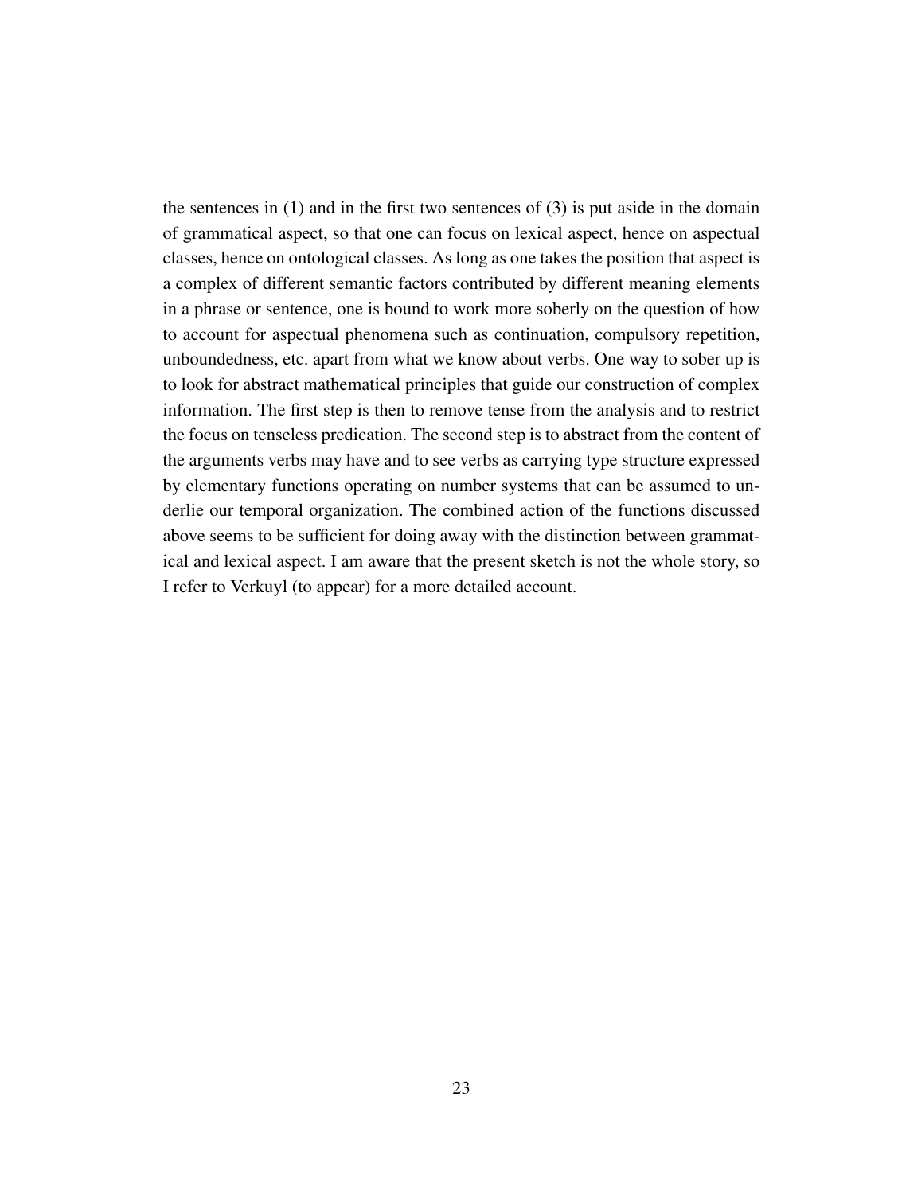the sentences in (1) and in the first two sentences of (3) is put aside in the domain of grammatical aspect, so that one can focus on lexical aspect, hence on aspectual classes, hence on ontological classes. As long as one takes the position that aspect is a complex of different semantic factors contributed by different meaning elements in a phrase or sentence, one is bound to work more soberly on the question of how to account for aspectual phenomena such as continuation, compulsory repetition, unboundedness, etc. apart from what we know about verbs. One way to sober up is to look for abstract mathematical principles that guide our construction of complex information. The first step is then to remove tense from the analysis and to restrict the focus on tenseless predication. The second step is to abstract from the content of the arguments verbs may have and to see verbs as carrying type structure expressed by elementary functions operating on number systems that can be assumed to underlie our temporal organization. The combined action of the functions discussed above seems to be sufficient for doing away with the distinction between grammatical and lexical aspect. I am aware that the present sketch is not the whole story, so I refer to Verkuyl (to appear) for a more detailed account.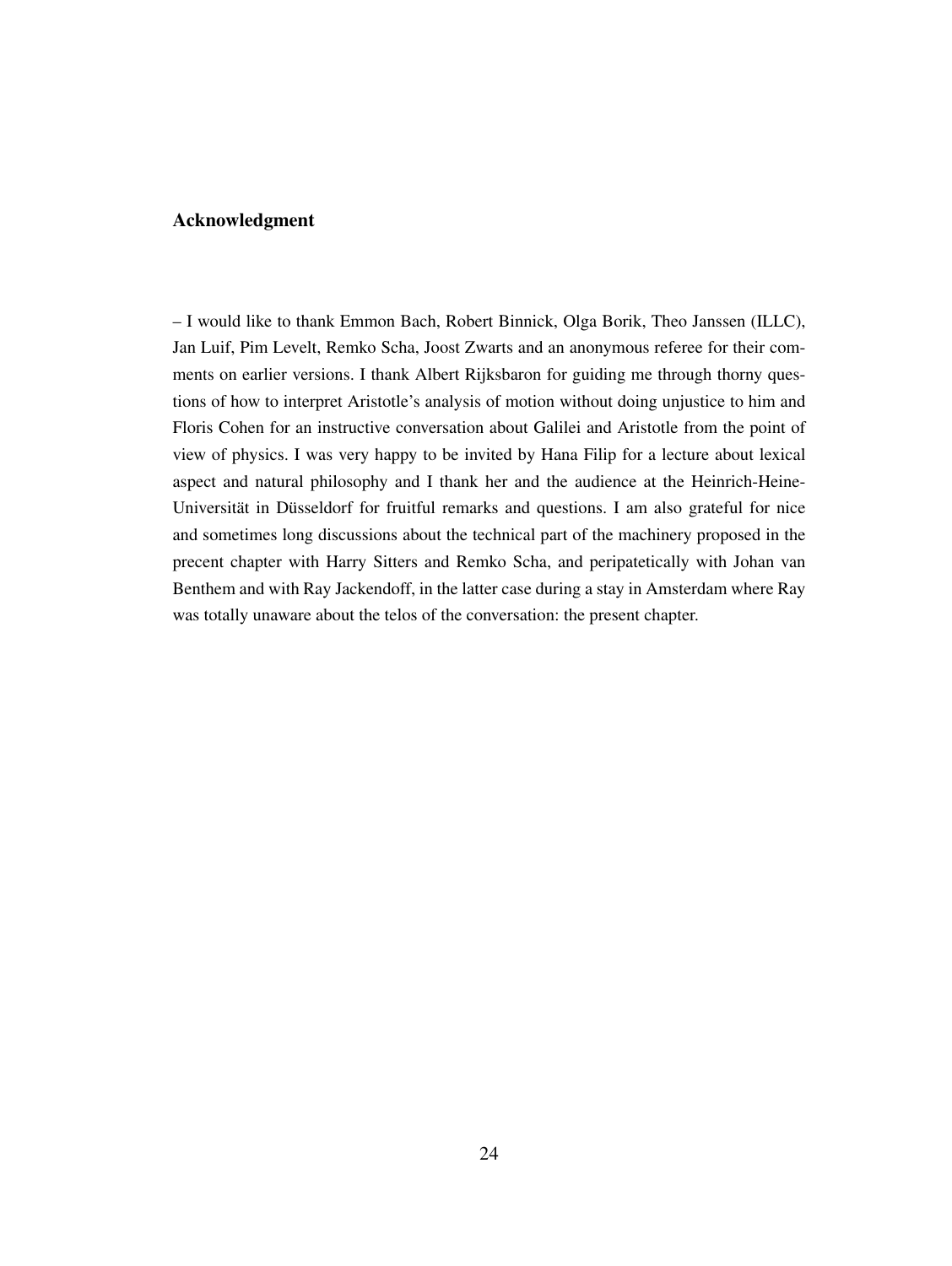## Acknowledgment

– I would like to thank Emmon Bach, Robert Binnick, Olga Borik, Theo Janssen (ILLC), Jan Luif, Pim Levelt, Remko Scha, Joost Zwarts and an anonymous referee for their comments on earlier versions. I thank Albert Rijksbaron for guiding me through thorny questions of how to interpret Aristotle's analysis of motion without doing unjustice to him and Floris Cohen for an instructive conversation about Galilei and Aristotle from the point of view of physics. I was very happy to be invited by Hana Filip for a lecture about lexical aspect and natural philosophy and I thank her and the audience at the Heinrich-Heine-Universität in Düsseldorf for fruitful remarks and questions. I am also grateful for nice and sometimes long discussions about the technical part of the machinery proposed in the precent chapter with Harry Sitters and Remko Scha, and peripatetically with Johan van Benthem and with Ray Jackendoff, in the latter case during a stay in Amsterdam where Ray was totally unaware about the telos of the conversation: the present chapter.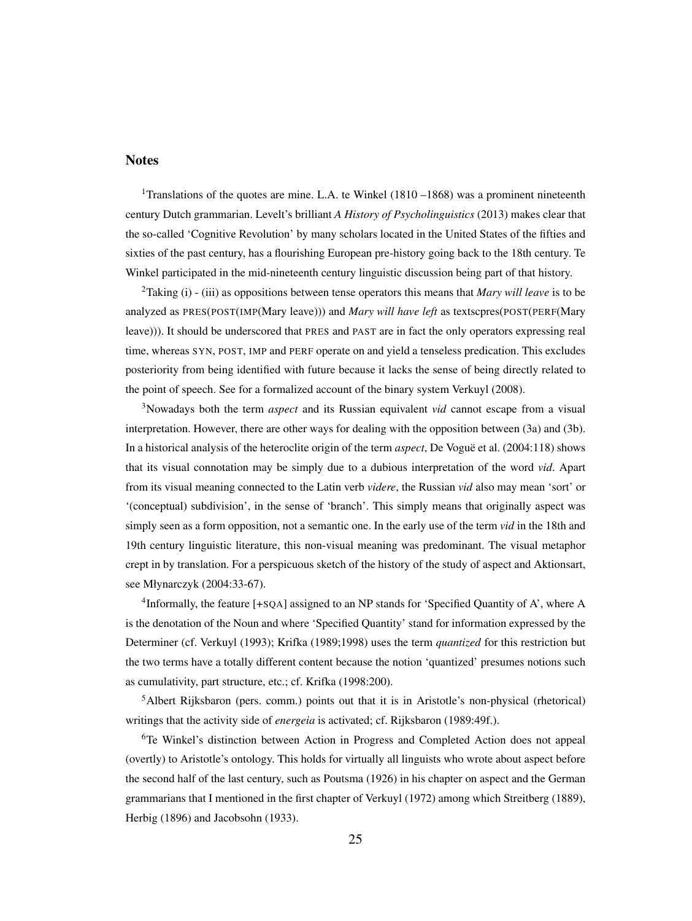## Notes

[1]Translations of the quotes are mine. L.A. te Winkel (1810 –1868) was a prominent nineteenth century Dutch grammarian. Levelt's brilliant *A History of Psycholinguistics* (2013) makes clear that the so-called 'Cognitive Revolution' by many scholars located in the United States of the fifties and sixties of the past century, has a flourishing European pre-history going back to the 18th century. Te Winkel participated in the mid-nineteenth century linguistic discussion being part of that history.

[2]Taking (i) - (iii) as oppositions between tense operators this means that *Mary will leave* is to be analyzed as PRES(POST(IMP(Mary leave))) and *Mary will have left* as textscpres(POST(PERF(Mary leave))). It should be underscored that PRES and PAST are in fact the only operators expressing real time, whereas SYN, POST, IMP and PERF operate on and yield a tenseless predication. This excludes posteriority from being identified with future because it lacks the sense of being directly related to the point of speech. See for a formalized account of the binary system Verkuyl (2008).

[3]Nowadays both the term *aspect* and its Russian equivalent *vid* cannot escape from a visual interpretation. However, there are other ways for dealing with the opposition between (3a) and (3b). In a historical analysis of the heteroclite origin of the term *aspect*, De Voguë et al. (2004:118) shows that its visual connotation may be simply due to a dubious interpretation of the word *vid*. Apart from its visual meaning connected to the Latin verb *videre*, the Russian *vid* also may mean 'sort' or '(conceptual) subdivision', in the sense of 'branch'. This simply means that originally aspect was simply seen as a form opposition, not a semantic one. In the early use of the term *vid* in the 18th and 19th century linguistic literature, this non-visual meaning was predominant. The visual metaphor crept in by translation. For a perspicuous sketch of the history of the study of aspect and Aktionsart, see Młynarczyk (2004:33-67).

[4]Informally, the feature [+SQA] assigned to an NP stands for 'Specified Quantity of A', where A is the denotation of the Noun and where 'Specified Quantity' stand for information expressed by the Determiner (cf. Verkuyl (1993); Krifka (1989;1998) uses the term *quantized* for this restriction but the two terms have a totally different content because the notion 'quantized' presumes notions such as cumulativity, part structure, etc.; cf. Krifka (1998:200).

[5]Albert Rijksbaron (pers. comm.) points out that it is in Aristotle's non-physical (rhetorical) writings that the activity side of *energeia* is activated; cf. Rijksbaron (1989:49f.).

[6]Te Winkel's distinction between Action in Progress and Completed Action does not appeal (overtly) to Aristotle's ontology. This holds for virtually all linguists who wrote about aspect before the second half of the last century, such as Poutsma (1926) in his chapter on aspect and the German grammarians that I mentioned in the first chapter of Verkuyl (1972) among which Streitberg (1889), Herbig (1896) and Jacobsohn (1933).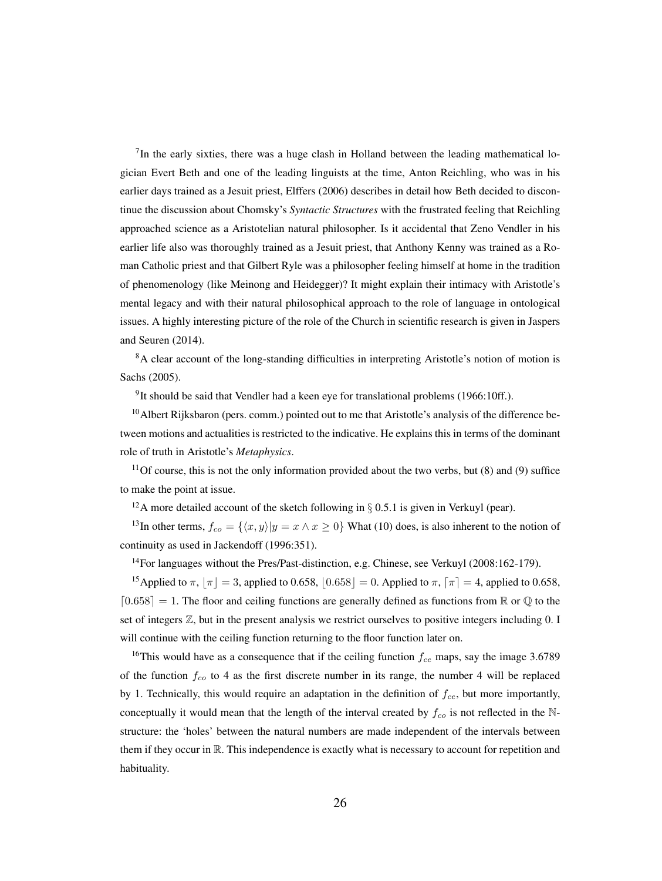[7]In the early sixties, there was a huge clash in Holland between the leading mathematical logician Evert Beth and one of the leading linguists at the time, Anton Reichling, who was in his earlier days trained as a Jesuit priest, Elffers (2006) describes in detail how Beth decided to discontinue the discussion about Chomsky's *Syntactic Structures* with the frustrated feeling that Reichling approached science as a Aristotelian natural philosopher. Is it accidental that Zeno Vendler in his earlier life also was thoroughly trained as a Jesuit priest, that Anthony Kenny was trained as a Roman Catholic priest and that Gilbert Ryle was a philosopher feeling himself at home in the tradition of phenomenology (like Meinong and Heidegger)? It might explain their intimacy with Aristotle's mental legacy and with their natural philosophical approach to the role of language in ontological issues. A highly interesting picture of the role of the Church in scientific research is given in Jaspers and Seuren (2014).

[8]A clear account of the long-standing difficulties in interpreting Aristotle's notion of motion is Sachs (2005).

[9]It should be said that Vendler had a keen eye for translational problems (1966:10ff.).

[10]Albert Rijksbaron (pers. comm.) pointed out to me that Aristotle's analysis of the difference between motions and actualities is restricted to the indicative. He explains this in terms of the dominant role of truth in Aristotle's *Metaphysics*.

[11]Of course, this is not the only information provided about the two verbs, but (8) and (9) suffice to make the point at issue.

[12]A more detailed account of the sketch following in § 0.5.1 is given in Verkuyl (pear).

[13]In other terms, $f_{co} = \{\langle x, y \rangle | y = x \wedge x \geq 0\}$ What (10) does, is also inherent to the notion of continuity as used in Jackendoff (1996:351).

[14]For languages without the Pres/Past-distinction, e.g. Chinese, see Verkuyl (2008:162-179).

[15]Applied to $\pi$, $\lfloor \pi \rfloor = 3$, applied to 0.658, $\lfloor 0.658 \rfloor = 0$. Applied to $\pi$, $\lceil \pi \rceil = 4$, applied to 0.658, $\lceil 0.658 \rceil = 1$. The floor and ceiling functions are generally defined as functions from $\mathbb{R}$ or $\mathbb{Q}$ to the set of integers $\mathbb{Z}$, but in the present analysis we restrict ourselves to positive integers including 0. I will continue with the ceiling function returning to the floor function later on.

[16]This would have as a consequence that if the ceiling function $f_{ce}$ maps, say the image 3.6789 of the function $f_{co}$ to 4 as the first discrete number in its range, the number 4 will be replaced by 1. Technically, this would require an adaptation in the definition of $f_{ce}$, but more importantly, conceptually it would mean that the length of the interval created by $f_{co}$ is not reflected in the $\mathbb{N}$-structure: the 'holes' between the natural numbers are made independent of the intervals between them if they occur in $\mathbb{R}$. This independence is exactly what is necessary to account for repetition and habituality.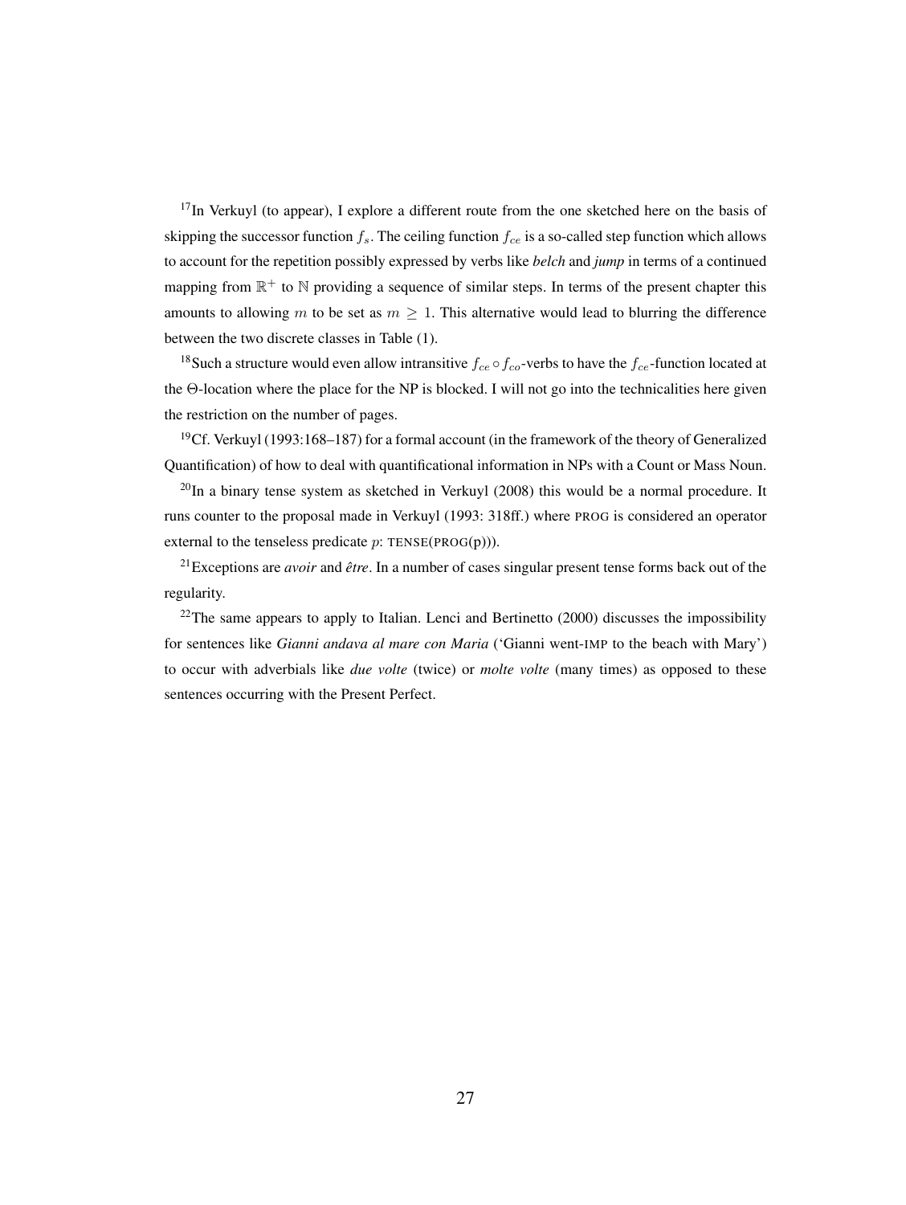[17]In Verkuyl (to appear), I explore a different route from the one sketched here on the basis of skipping the successor function $f_s$. The ceiling function $f_{ce}$ is a so-called step function which allows to account for the repetition possibly expressed by verbs like *belch* and *jump* in terms of a continued mapping from $\mathbb{R}^+$ to $\mathbb{N}$ providing a sequence of similar steps. In terms of the present chapter this amounts to allowing $m$ to be set as $m \geq 1$. This alternative would lead to blurring the difference between the two discrete classes in Table (1).

[18]Such a structure would even allow intransitive $f_{ce} \circ f_{co}$-verbs to have the $f_{ce}$-function located at the $\Theta$-location where the place for the NP is blocked. I will not go into the technicalities here given the restriction on the number of pages.

[19]Cf. Verkuyl (1993:168–187) for a formal account (in the framework of the theory of Generalized Quantification) of how to deal with quantificational information in NPs with a Count or Mass Noun.

[20]In a binary tense system as sketched in Verkuyl (2008) this would be a normal procedure. It runs counter to the proposal made in Verkuyl (1993: 318ff.) where PROG is considered an operator external to the tenseless predicate $p$: TENSE(PROG(p))).

[21]Exceptions are *avoir* and *être*. In a number of cases singular present tense forms back out of the regularity.

[22]The same appears to apply to Italian. Lenci and Bertinetto (2000) discusses the impossibility for sentences like *Gianni andava al mare con Maria* ('Gianni went-IMP to the beach with Mary') to occur with adverbials like *due volte* (twice) or *molte volte* (many times) as opposed to these sentences occurring with the Present Perfect.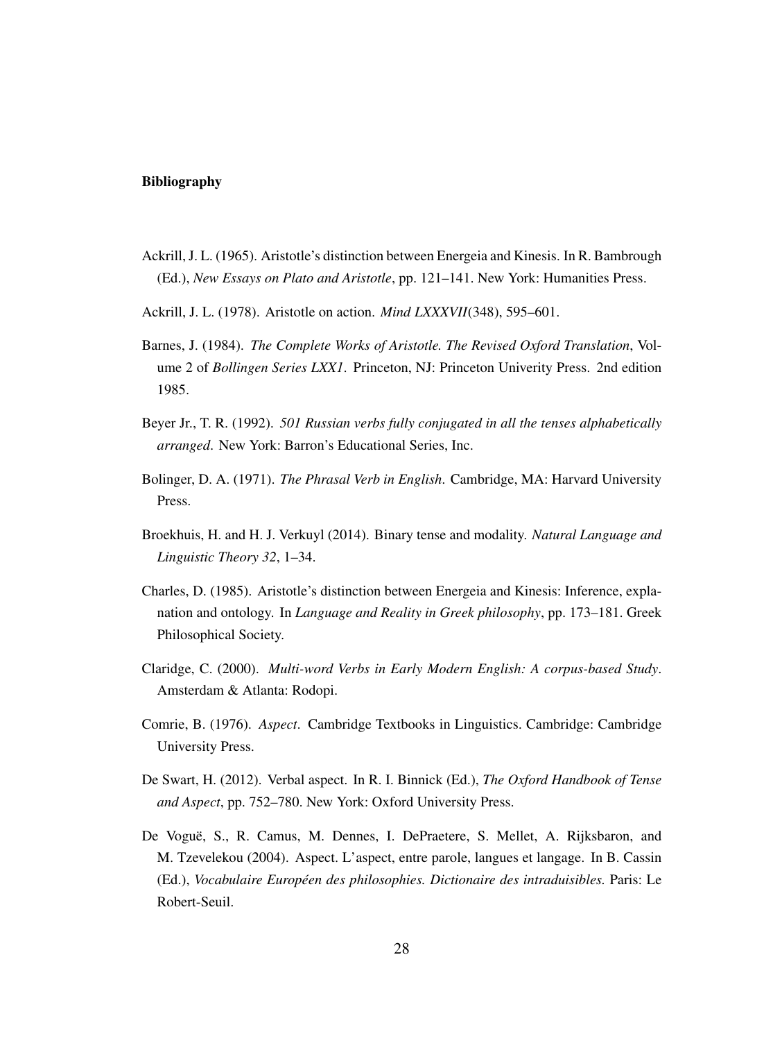**Bibliography**

Ackrill, J. L. (1965). Aristotle's distinction between Energeia and Kinesis. In R. Bambrough (Ed.), *New Essays on Plato and Aristotle*, pp. 121–141. New York: Humanities Press.

Ackrill, J. L. (1978). Aristotle on action. *Mind LXXXVII*(348), 595–601.

Barnes, J. (1984). *The Complete Works of Aristotle. The Revised Oxford Translation*, Volume 2 of *Bollingen Series LXX1*. Princeton, NJ: Princeton Univerity Press. 2nd edition 1985.

Beyer Jr., T. R. (1992). *501 Russian verbs fully conjugated in all the tenses alphabetically arranged*. New York: Barron's Educational Series, Inc.

Bolinger, D. A. (1971). *The Phrasal Verb in English*. Cambridge, MA: Harvard University Press.

Broekhuis, H. and H. J. Verkuyl (2014). Binary tense and modality. *Natural Language and Linguistic Theory 32*, 1–34.

Charles, D. (1985). Aristotle's distinction between Energeia and Kinesis: Inference, explanation and ontology. In *Language and Reality in Greek philosophy*, pp. 173–181. Greek Philosophical Society.

Claridge, C. (2000). *Multi-word Verbs in Early Modern English: A corpus-based Study*. Amsterdam & Atlanta: Rodopi.

Comrie, B. (1976). *Aspect*. Cambridge Textbooks in Linguistics. Cambridge: Cambridge University Press.

De Swart, H. (2012). Verbal aspect. In R. I. Binnick (Ed.), *The Oxford Handbook of Tense and Aspect*, pp. 752–780. New York: Oxford University Press.

De Voguë, S., R. Camus, M. Dennes, I. DePraetere, S. Mellet, A. Rijksbaron, and M. Tzevelekou (2004). Aspect. L'aspect, entre parole, langues et langage. In B. Cassin (Ed.), *Vocabulaire Européen des philosophies. Dictionaire des intraduisibles.* Paris: Le Robert-Seuil.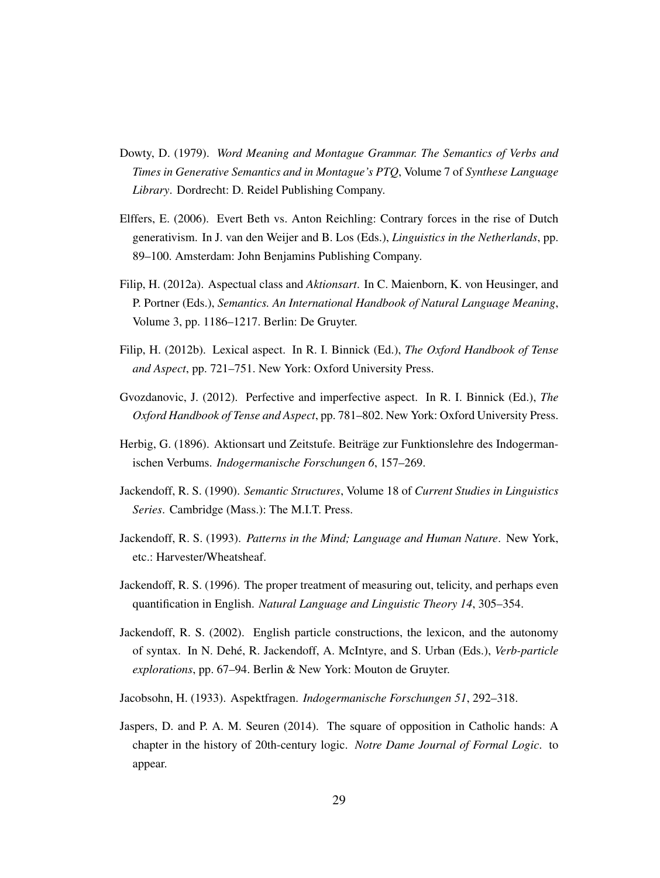Dowty, D. (1979). *Word Meaning and Montague Grammar. The Semantics of Verbs and Times in Generative Semantics and in Montague's PTQ*, Volume 7 of *Synthese Language Library*. Dordrecht: D. Reidel Publishing Company.

Elffers, E. (2006). Evert Beth vs. Anton Reichling: Contrary forces in the rise of Dutch generativism. In J. van den Weijer and B. Los (Eds.), *Linguistics in the Netherlands*, pp. 89–100. Amsterdam: John Benjamins Publishing Company.

Filip, H. (2012a). Aspectual class and *Aktionsart*. In C. Maienborn, K. von Heusinger, and P. Portner (Eds.), *Semantics. An International Handbook of Natural Language Meaning*, Volume 3, pp. 1186–1217. Berlin: De Gruyter.

Filip, H. (2012b). Lexical aspect. In R. I. Binnick (Ed.), *The Oxford Handbook of Tense and Aspect*, pp. 721–751. New York: Oxford University Press.

Gvozdanovic, J. (2012). Perfective and imperfective aspect. In R. I. Binnick (Ed.), *The Oxford Handbook of Tense and Aspect*, pp. 781–802. New York: Oxford University Press.

Herbig, G. (1896). Aktionsart und Zeitstufe. Beiträge zur Funktionslehre des Indogermanischen Verbums. *Indogermanische Forschungen 6*, 157–269.

Jackendoff, R. S. (1990). *Semantic Structures*, Volume 18 of *Current Studies in Linguistics Series*. Cambridge (Mass.): The M.I.T. Press.

Jackendoff, R. S. (1993). *Patterns in the Mind; Language and Human Nature*. New York, etc.: Harvester/Wheatsheaf.

Jackendoff, R. S. (1996). The proper treatment of measuring out, telicity, and perhaps even quantification in English. *Natural Language and Linguistic Theory 14*, 305–354.

Jackendoff, R. S. (2002). English particle constructions, the lexicon, and the autonomy of syntax. In N. Dehé, R. Jackendoff, A. McIntyre, and S. Urban (Eds.), *Verb-particle explorations*, pp. 67–94. Berlin & New York: Mouton de Gruyter.

Jacobsohn, H. (1933). Aspektfragen. *Indogermanische Forschungen 51*, 292–318.

Jaspers, D. and P. A. M. Seuren (2014). The square of opposition in Catholic hands: A chapter in the history of 20th-century logic. *Notre Dame Journal of Formal Logic*. to appear.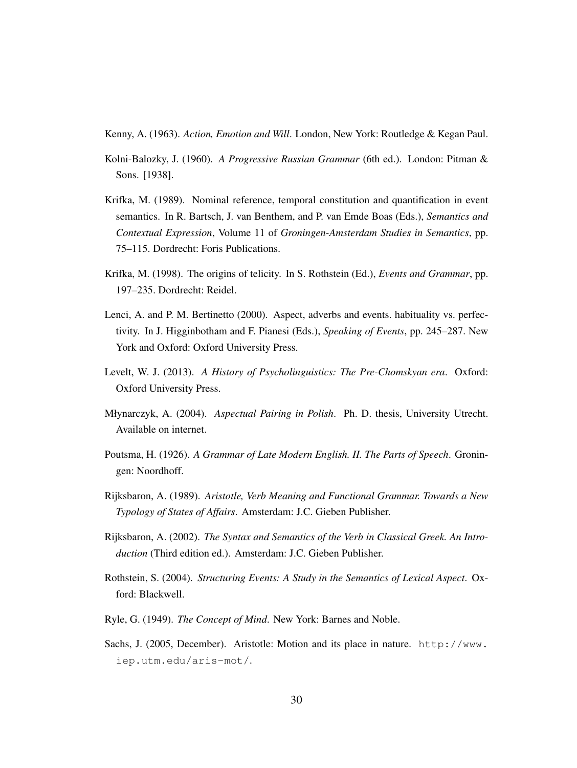Kenny, A. (1963). *Action, Emotion and Will*. London, New York: Routledge & Kegan Paul.

Kolni-Balozky, J. (1960). *A Progressive Russian Grammar* (6th ed.). London: Pitman & Sons. [1938].

Krifka, M. (1989). Nominal reference, temporal constitution and quantification in event semantics. In R. Bartsch, J. van Benthem, and P. van Emde Boas (Eds.), *Semantics and Contextual Expression*, Volume 11 of *Groningen-Amsterdam Studies in Semantics*, pp. 75–115. Dordrecht: Foris Publications.

Krifka, M. (1998). The origins of telicity. In S. Rothstein (Ed.), *Events and Grammar*, pp. 197–235. Dordrecht: Reidel.

Lenci, A. and P. M. Bertinetto (2000). Aspect, adverbs and events. habituality vs. perfectivity. In J. Higginbotham and F. Pianesi (Eds.), *Speaking of Events*, pp. 245–287. New York and Oxford: Oxford University Press.

Levelt, W. J. (2013). *A History of Psycholinguistics: The Pre-Chomskyan era*. Oxford: Oxford University Press.

Młynarczyk, A. (2004). *Aspectual Pairing in Polish*. Ph. D. thesis, University Utrecht. Available on internet.

Poutsma, H. (1926). *A Grammar of Late Modern English. II. The Parts of Speech*. Groningen: Noordhoff.

Rijksbaron, A. (1989). *Aristotle, Verb Meaning and Functional Grammar. Towards a New Typology of States of Affairs*. Amsterdam: J.C. Gieben Publisher.

Rijksbaron, A. (2002). *The Syntax and Semantics of the Verb in Classical Greek. An Introduction* (Third edition ed.). Amsterdam: J.C. Gieben Publisher.

Rothstein, S. (2004). *Structuring Events: A Study in the Semantics of Lexical Aspect*. Oxford: Blackwell.

Ryle, G. (1949). *The Concept of Mind*. New York: Barnes and Noble.

Sachs, J. (2005, December). Aristotle: Motion and its place in nature. `http://www.iep.utm.edu/aris-mot/`.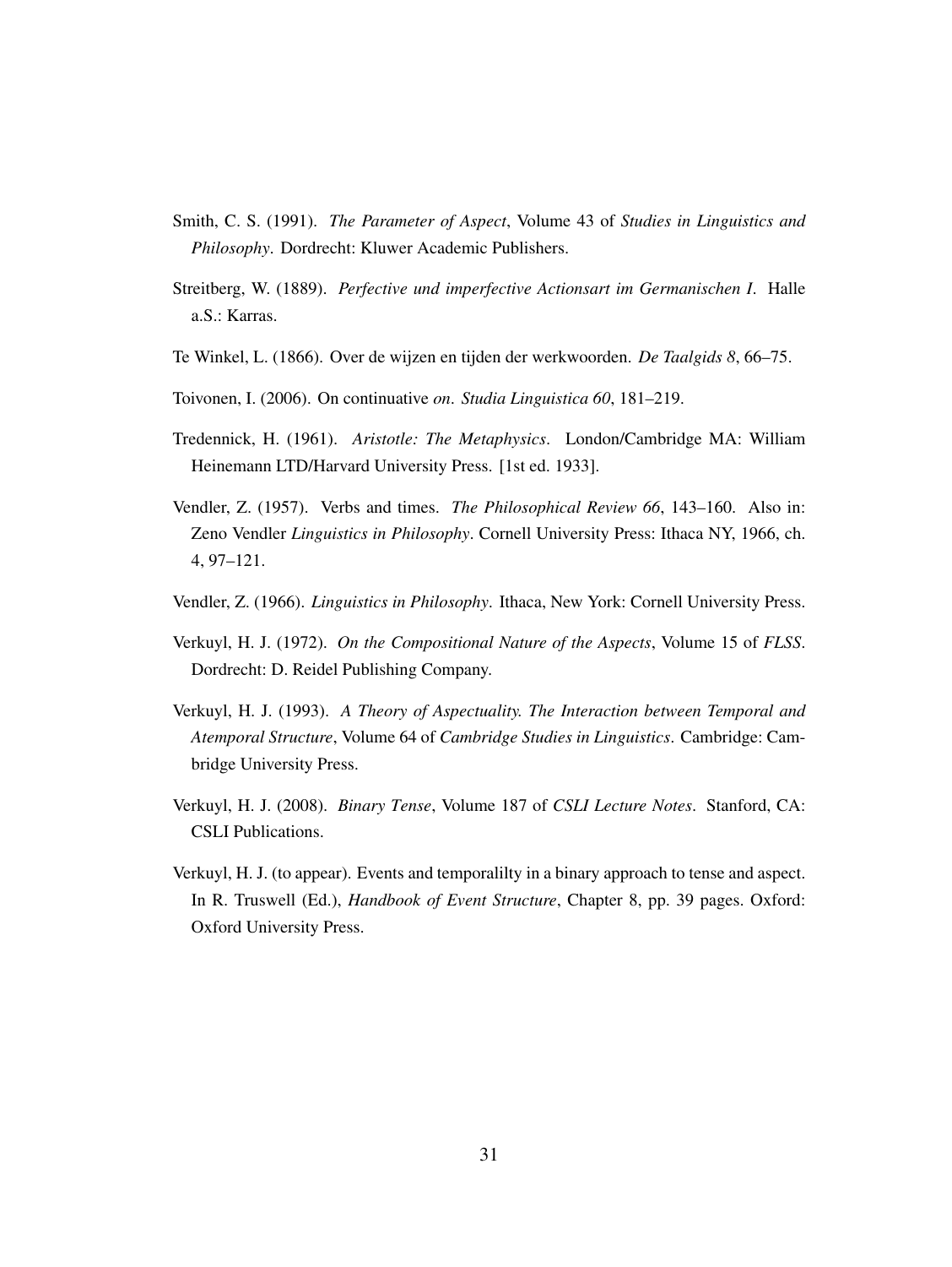Smith, C. S. (1991). *The Parameter of Aspect*, Volume 43 of *Studies in Linguistics and Philosophy*. Dordrecht: Kluwer Academic Publishers.

Streitberg, W. (1889). *Perfective und imperfective Actionsart im Germanischen I*. Halle a.S.: Karras.

Te Winkel, L. (1866). Over de wijzen en tijden der werkwoorden. *De Taalgids 8*, 66–75.

Toivonen, I. (2006). On continuative *on*. *Studia Linguistica 60*, 181–219.

Tredennick, H. (1961). *Aristotle: The Metaphysics*. London/Cambridge MA: William Heinemann LTD/Harvard University Press. [1st ed. 1933].

Vendler, Z. (1957). Verbs and times. *The Philosophical Review 66*, 143–160. Also in: Zeno Vendler *Linguistics in Philosophy*. Cornell University Press: Ithaca NY, 1966, ch. 4, 97–121.

Vendler, Z. (1966). *Linguistics in Philosophy*. Ithaca, New York: Cornell University Press.

Verkuyl, H. J. (1972). *On the Compositional Nature of the Aspects*, Volume 15 of *FLSS*. Dordrecht: D. Reidel Publishing Company.

Verkuyl, H. J. (1993). *A Theory of Aspectuality. The Interaction between Temporal and Atemporal Structure*, Volume 64 of *Cambridge Studies in Linguistics*. Cambridge: Cambridge University Press.

Verkuyl, H. J. (2008). *Binary Tense*, Volume 187 of *CSLI Lecture Notes*. Stanford, CA: CSLI Publications.

Verkuyl, H. J. (to appear). Events and temporalilty in a binary approach to tense and aspect. In R. Truswell (Ed.), *Handbook of Event Structure*, Chapter 8, pp. 39 pages. Oxford: Oxford University Press.